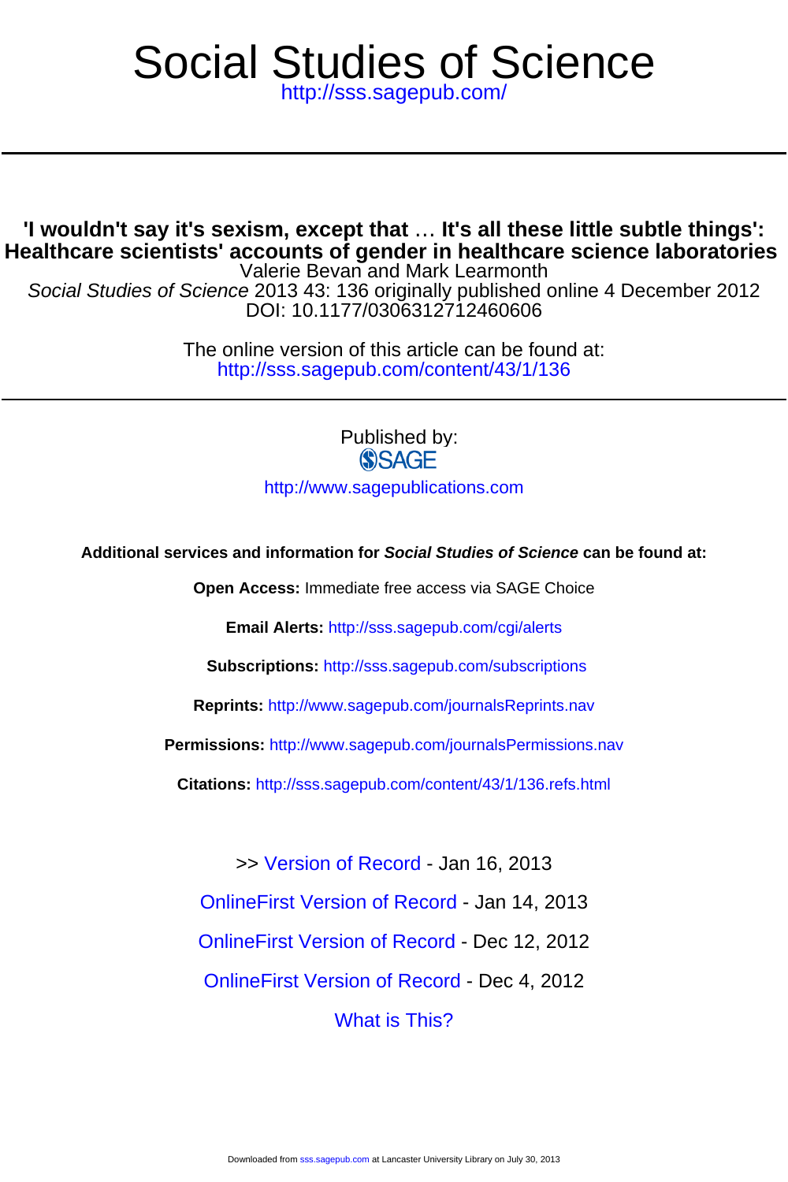# Social Studies of Science

http://sss.sagepub.com/

## 'I wouldn't say it's sexism, except that … It's all these little subtle things': Healthcare scientists' accounts of gender in healthcare science laboratories

Valerie Bevan and Mark Learmonth

*Social Studies of Science* 2013 43: 136 originally published online 4 December 2012

DOI: 10.1177/0306312712460606

The online version of this article can be found at:

http://sss.sagepub.com/content/43/1/136

Published by:

SAGE

http://www.sagepublications.com

**Additional services and information for *Social Studies of Science* can be found at:**

**Open Access:** Immediate free access via SAGE Choice

**Email Alerts:** http://sss.sagepub.com/cgi/alerts

**Subscriptions:** http://sss.sagepub.com/subscriptions

**Reprints:** http://www.sagepub.com/journalsReprints.nav

**Permissions:** http://www.sagepub.com/journalsPermissions.nav

**Citations:** http://sss.sagepub.com/content/43/1/136.refs.html

>> Version of Record - Jan 16, 2013

OnlineFirst Version of Record - Jan 14, 2013

OnlineFirst Version of Record - Dec 12, 2012

OnlineFirst Version of Record - Dec 4, 2012

What is This?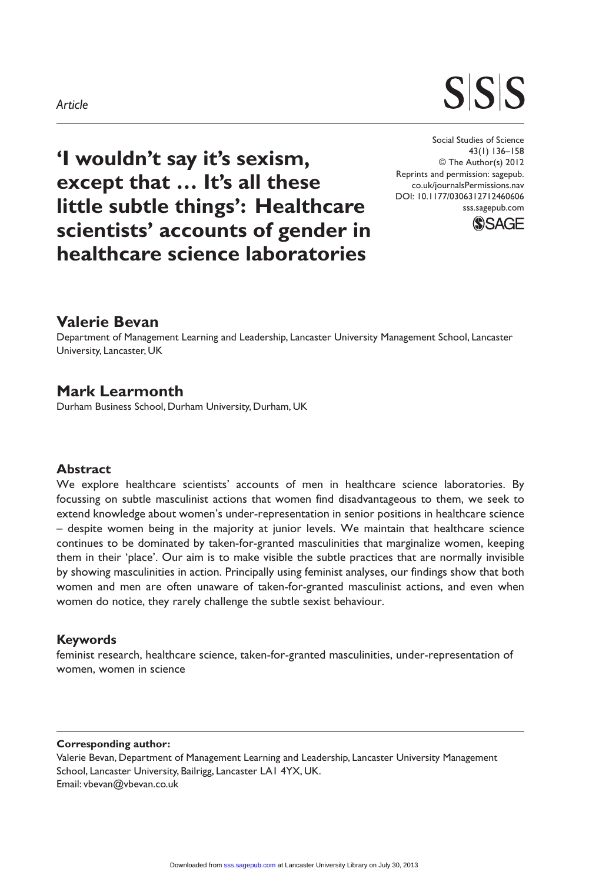*Article*

# 'I wouldn't say it's sexism, except that … It's all these little subtle things': Healthcare scientists' accounts of gender in healthcare science laboratories

Social Studies of Science
43(1) 136–158
© The Author(s) 2012
Reprints and permission: sagepub.co.uk/journalsPermissions.nav
DOI: 10.1177/0306312712460606
sss.sagepub.com

## Valerie Bevan

Department of Management Learning and Leadership, Lancaster University Management School, Lancaster University, Lancaster, UK

## Mark Learmonth

Durham Business School, Durham University, Durham, UK

### Abstract

We explore healthcare scientists' accounts of men in healthcare science laboratories. By focussing on subtle masculinist actions that women find disadvantageous to them, we seek to extend knowledge about women's under-representation in senior positions in healthcare science – despite women being in the majority at junior levels. We maintain that healthcare science continues to be dominated by taken-for-granted masculinities that marginalize women, keeping them in their 'place'. Our aim is to make visible the subtle practices that are normally invisible by showing masculinities in action. Principally using feminist analyses, our findings show that both women and men are often unaware of taken-for-granted masculinist actions, and even when women do notice, they rarely challenge the subtle sexist behaviour.

### Keywords

feminist research, healthcare science, taken-for-granted masculinities, under-representation of women, women in science

**Corresponding author:**
Valerie Bevan, Department of Management Learning and Leadership, Lancaster University Management School, Lancaster University, Bailrigg, Lancaster LA1 4YX, UK.
Email: vbevan@vbevan.co.uk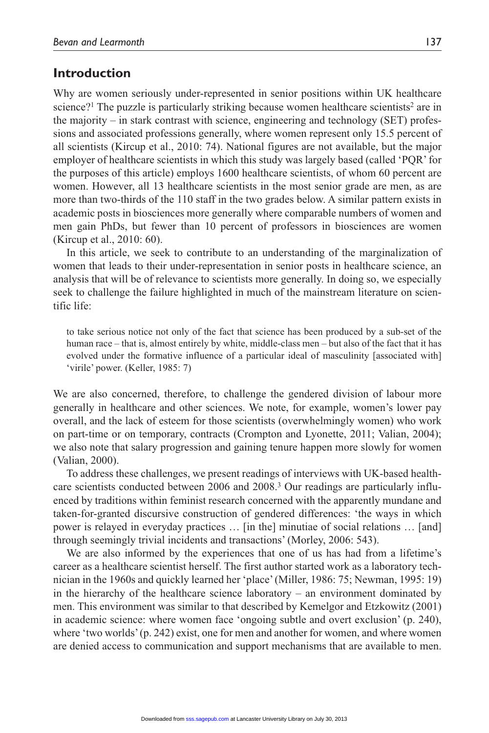## Introduction

Why are women seriously under-represented in senior positions within UK healthcare science?[1] The puzzle is particularly striking because women healthcare scientists[2] are in the majority – in stark contrast with science, engineering and technology (SET) professions and associated professions generally, where women represent only 15.5 percent of all scientists (Kircup et al., 2010: 74). National figures are not available, but the major employer of healthcare scientists in which this study was largely based (called 'PQR' for the purposes of this article) employs 1600 healthcare scientists, of whom 60 percent are women. However, all 13 healthcare scientists in the most senior grade are men, as are more than two-thirds of the 110 staff in the two grades below. A similar pattern exists in academic posts in biosciences more generally where comparable numbers of women and men gain PhDs, but fewer than 10 percent of professors in biosciences are women (Kircup et al., 2010: 60).

In this article, we seek to contribute to an understanding of the marginalization of women that leads to their under-representation in senior posts in healthcare science, an analysis that will be of relevance to scientists more generally. In doing so, we especially seek to challenge the failure highlighted in much of the mainstream literature on scientific life:

> to take serious notice not only of the fact that science has been produced by a sub-set of the human race – that is, almost entirely by white, middle-class men – but also of the fact that it has evolved under the formative influence of a particular ideal of masculinity [associated with] 'virile' power. (Keller, 1985: 7)

We are also concerned, therefore, to challenge the gendered division of labour more generally in healthcare and other sciences. We note, for example, women's lower pay overall, and the lack of esteem for those scientists (overwhelmingly women) who work on part-time or on temporary, contracts (Crompton and Lyonette, 2011; Valian, 2004); we also note that salary progression and gaining tenure happen more slowly for women (Valian, 2000).

To address these challenges, we present readings of interviews with UK-based healthcare scientists conducted between 2006 and 2008.[3] Our readings are particularly influenced by traditions within feminist research concerned with the apparently mundane and taken-for-granted discursive construction of gendered differences: 'the ways in which power is relayed in everyday practices … [in the] minutiae of social relations … [and] through seemingly trivial incidents and transactions' (Morley, 2006: 543).

We are also informed by the experiences that one of us has had from a lifetime's career as a healthcare scientist herself. The first author started work as a laboratory technician in the 1960s and quickly learned her 'place' (Miller, 1986: 75; Newman, 1995: 19) in the hierarchy of the healthcare science laboratory – an environment dominated by men. This environment was similar to that described by Kemelgor and Etzkowitz (2001) in academic science: where women face 'ongoing subtle and overt exclusion' (p. 240), where 'two worlds' (p. 242) exist, one for men and another for women, and where women are denied access to communication and support mechanisms that are available to men.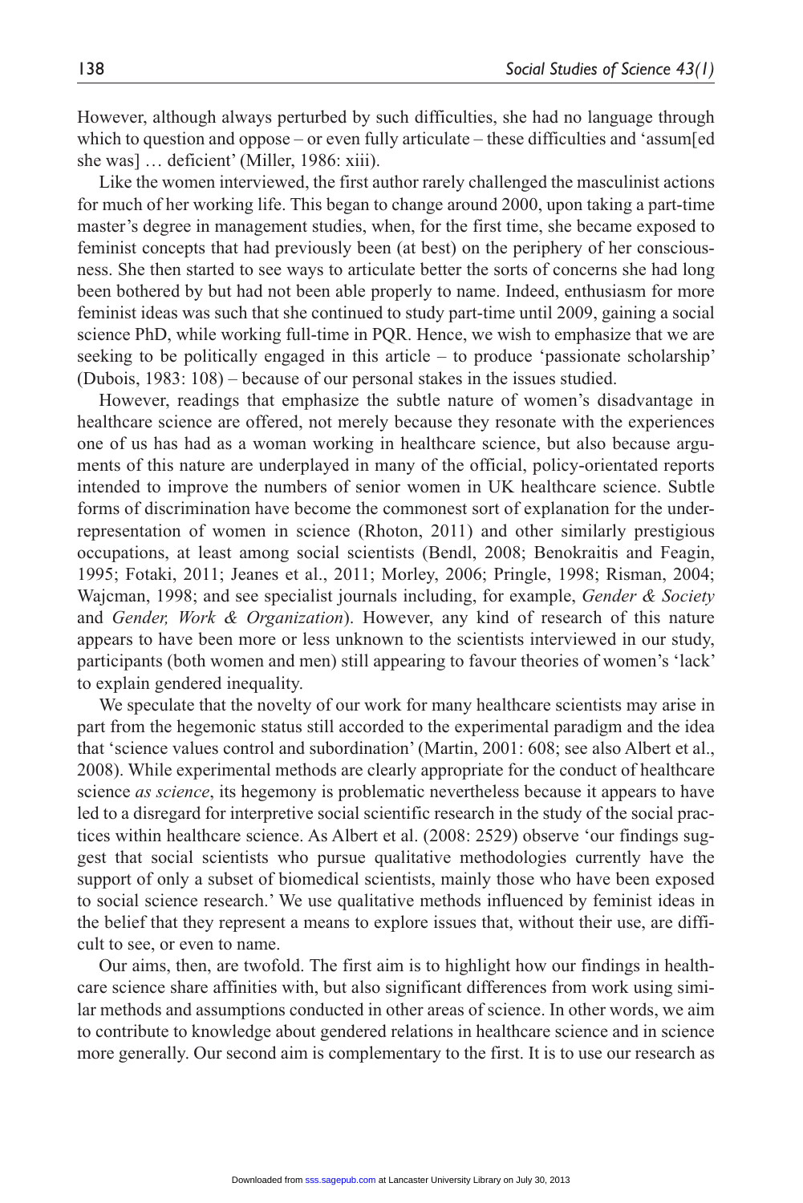However, although always perturbed by such difficulties, she had no language through which to question and oppose – or even fully articulate – these difficulties and 'assum[ed she was] … deficient' (Miller, 1986: xiii).

Like the women interviewed, the first author rarely challenged the masculinist actions for much of her working life. This began to change around 2000, upon taking a part-time master's degree in management studies, when, for the first time, she became exposed to feminist concepts that had previously been (at best) on the periphery of her consciousness. She then started to see ways to articulate better the sorts of concerns she had long been bothered by but had not been able properly to name. Indeed, enthusiasm for more feminist ideas was such that she continued to study part-time until 2009, gaining a social science PhD, while working full-time in PQR. Hence, we wish to emphasize that we are seeking to be politically engaged in this article – to produce 'passionate scholarship' (Dubois, 1983: 108) – because of our personal stakes in the issues studied.

However, readings that emphasize the subtle nature of women's disadvantage in healthcare science are offered, not merely because they resonate with the experiences one of us has had as a woman working in healthcare science, but also because arguments of this nature are underplayed in many of the official, policy-orientated reports intended to improve the numbers of senior women in UK healthcare science. Subtle forms of discrimination have become the commonest sort of explanation for the under-representation of women in science (Rhoton, 2011) and other similarly prestigious occupations, at least among social scientists (Bendl, 2008; Benokraitis and Feagin, 1995; Fotaki, 2011; Jeanes et al., 2011; Morley, 2006; Pringle, 1998; Risman, 2004; Wajcman, 1998; and see specialist journals including, for example, *Gender & Society* and *Gender, Work & Organization*). However, any kind of research of this nature appears to have been more or less unknown to the scientists interviewed in our study, participants (both women and men) still appearing to favour theories of women's 'lack' to explain gendered inequality.

We speculate that the novelty of our work for many healthcare scientists may arise in part from the hegemonic status still accorded to the experimental paradigm and the idea that 'science values control and subordination' (Martin, 2001: 608; see also Albert et al., 2008). While experimental methods are clearly appropriate for the conduct of healthcare science *as science*, its hegemony is problematic nevertheless because it appears to have led to a disregard for interpretive social scientific research in the study of the social practices within healthcare science. As Albert et al. (2008: 2529) observe 'our findings suggest that social scientists who pursue qualitative methodologies currently have the support of only a subset of biomedical scientists, mainly those who have been exposed to social science research.' We use qualitative methods influenced by feminist ideas in the belief that they represent a means to explore issues that, without their use, are difficult to see, or even to name.

Our aims, then, are twofold. The first aim is to highlight how our findings in healthcare science share affinities with, but also significant differences from work using similar methods and assumptions conducted in other areas of science. In other words, we aim to contribute to knowledge about gendered relations in healthcare science and in science more generally. Our second aim is complementary to the first. It is to use our research as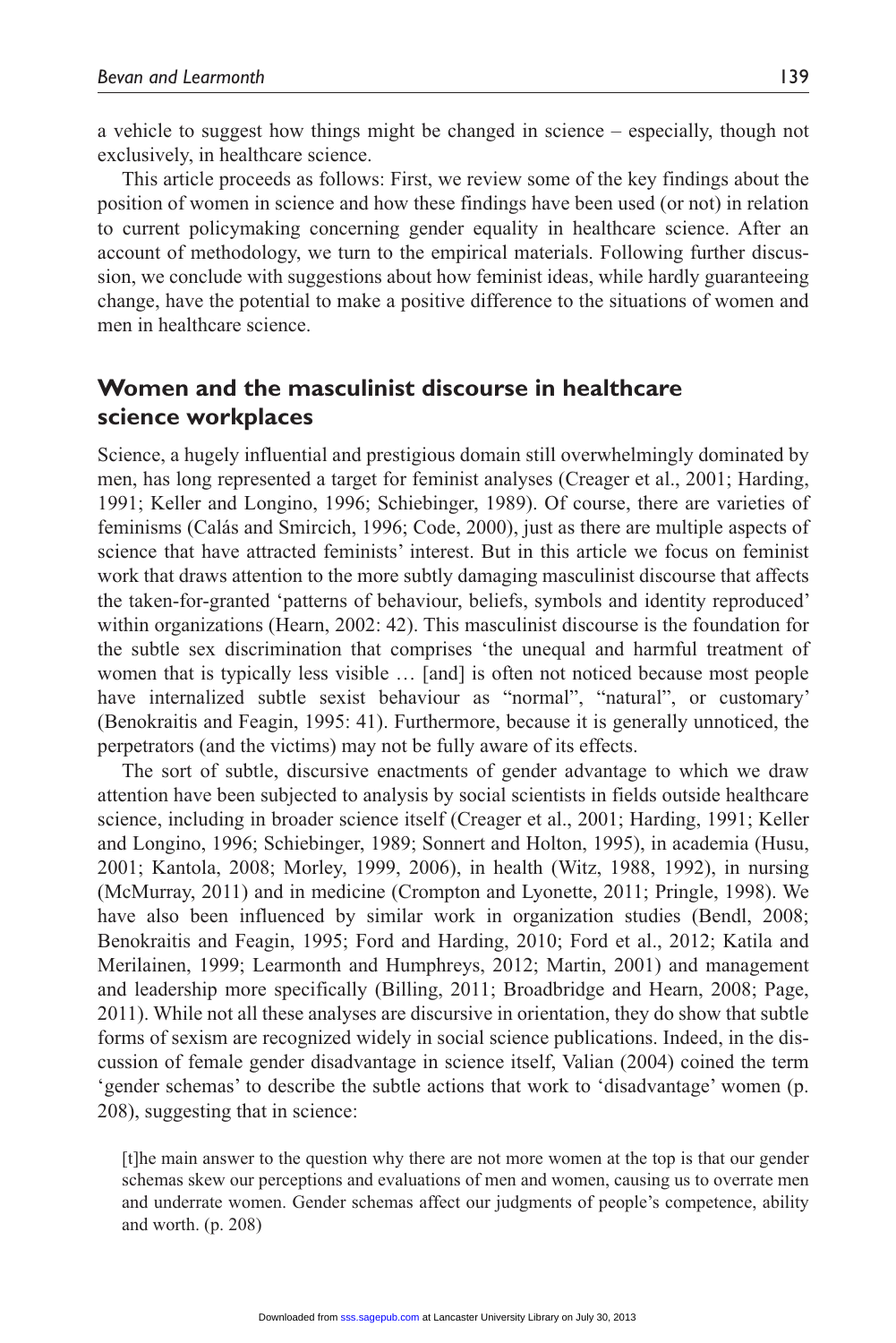a vehicle to suggest how things might be changed in science – especially, though not exclusively, in healthcare science.

This article proceeds as follows: First, we review some of the key findings about the position of women in science and how these findings have been used (or not) in relation to current policymaking concerning gender equality in healthcare science. After an account of methodology, we turn to the empirical materials. Following further discussion, we conclude with suggestions about how feminist ideas, while hardly guaranteeing change, have the potential to make a positive difference to the situations of women and men in healthcare science.

## Women and the masculinist discourse in healthcare science workplaces

Science, a hugely influential and prestigious domain still overwhelmingly dominated by men, has long represented a target for feminist analyses (Creager et al., 2001; Harding, 1991; Keller and Longino, 1996; Schiebinger, 1989). Of course, there are varieties of feminisms (Calás and Smircich, 1996; Code, 2000), just as there are multiple aspects of science that have attracted feminists' interest. But in this article we focus on feminist work that draws attention to the more subtly damaging masculinist discourse that affects the taken-for-granted 'patterns of behaviour, beliefs, symbols and identity reproduced' within organizations (Hearn, 2002: 42). This masculinist discourse is the foundation for the subtle sex discrimination that comprises 'the unequal and harmful treatment of women that is typically less visible … [and] is often not noticed because most people have internalized subtle sexist behaviour as "normal", "natural", or customary' (Benokraitis and Feagin, 1995: 41). Furthermore, because it is generally unnoticed, the perpetrators (and the victims) may not be fully aware of its effects.

The sort of subtle, discursive enactments of gender advantage to which we draw attention have been subjected to analysis by social scientists in fields outside healthcare science, including in broader science itself (Creager et al., 2001; Harding, 1991; Keller and Longino, 1996; Schiebinger, 1989; Sonnert and Holton, 1995), in academia (Husu, 2001; Kantola, 2008; Morley, 1999, 2006), in health (Witz, 1988, 1992), in nursing (McMurray, 2011) and in medicine (Crompton and Lyonette, 2011; Pringle, 1998). We have also been influenced by similar work in organization studies (Bendl, 2008; Benokraitis and Feagin, 1995; Ford and Harding, 2010; Ford et al., 2012; Katila and Merilainen, 1999; Learmonth and Humphreys, 2012; Martin, 2001) and management and leadership more specifically (Billing, 2011; Broadbridge and Hearn, 2008; Page, 2011). While not all these analyses are discursive in orientation, they do show that subtle forms of sexism are recognized widely in social science publications. Indeed, in the discussion of female gender disadvantage in science itself, Valian (2004) coined the term 'gender schemas' to describe the subtle actions that work to 'disadvantage' women (p. 208), suggesting that in science:

> [t]he main answer to the question why there are not more women at the top is that our gender schemas skew our perceptions and evaluations of men and women, causing us to overrate men and underrate women. Gender schemas affect our judgments of people's competence, ability and worth. (p. 208)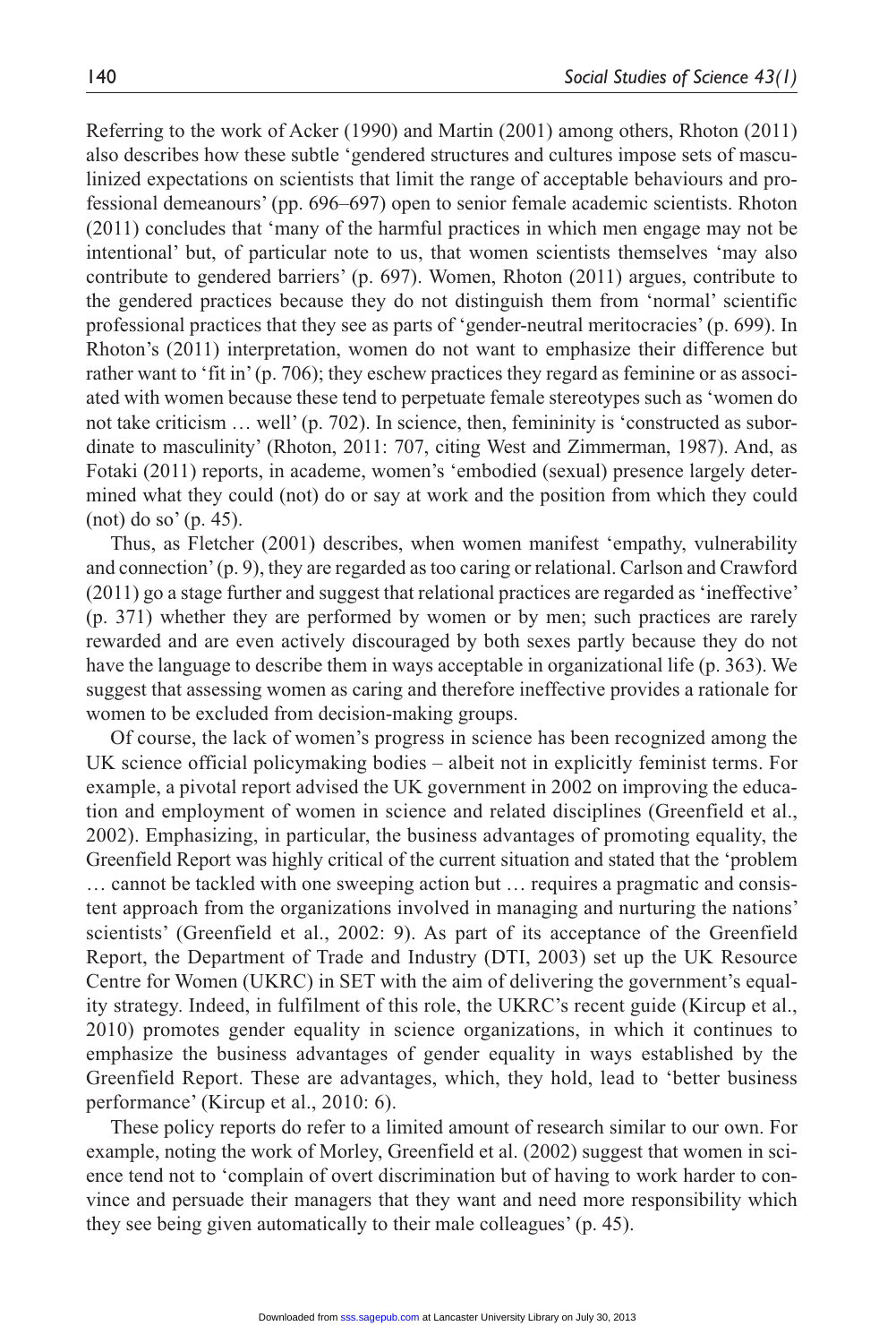Referring to the work of Acker (1990) and Martin (2001) among others, Rhoton (2011) also describes how these subtle 'gendered structures and cultures impose sets of masculinized expectations on scientists that limit the range of acceptable behaviours and professional demeanours' (pp. 696–697) open to senior female academic scientists. Rhoton (2011) concludes that 'many of the harmful practices in which men engage may not be intentional' but, of particular note to us, that women scientists themselves 'may also contribute to gendered barriers' (p. 697). Women, Rhoton (2011) argues, contribute to the gendered practices because they do not distinguish them from 'normal' scientific professional practices that they see as parts of 'gender-neutral meritocracies' (p. 699). In Rhoton's (2011) interpretation, women do not want to emphasize their difference but rather want to 'fit in' (p. 706); they eschew practices they regard as feminine or as associated with women because these tend to perpetuate female stereotypes such as 'women do not take criticism … well' (p. 702). In science, then, femininity is 'constructed as subordinate to masculinity' (Rhoton, 2011: 707, citing West and Zimmerman, 1987). And, as Fotaki (2011) reports, in academe, women's 'embodied (sexual) presence largely determined what they could (not) do or say at work and the position from which they could (not) do so' (p. 45).

Thus, as Fletcher (2001) describes, when women manifest 'empathy, vulnerability and connection' (p. 9), they are regarded as too caring or relational. Carlson and Crawford (2011) go a stage further and suggest that relational practices are regarded as 'ineffective' (p. 371) whether they are performed by women or by men; such practices are rarely rewarded and are even actively discouraged by both sexes partly because they do not have the language to describe them in ways acceptable in organizational life (p. 363). We suggest that assessing women as caring and therefore ineffective provides a rationale for women to be excluded from decision-making groups.

Of course, the lack of women's progress in science has been recognized among the UK science official policymaking bodies – albeit not in explicitly feminist terms. For example, a pivotal report advised the UK government in 2002 on improving the education and employment of women in science and related disciplines (Greenfield et al., 2002). Emphasizing, in particular, the business advantages of promoting equality, the Greenfield Report was highly critical of the current situation and stated that the 'problem … cannot be tackled with one sweeping action but … requires a pragmatic and consistent approach from the organizations involved in managing and nurturing the nations' scientists' (Greenfield et al., 2002: 9). As part of its acceptance of the Greenfield Report, the Department of Trade and Industry (DTI, 2003) set up the UK Resource Centre for Women (UKRC) in SET with the aim of delivering the government's equality strategy. Indeed, in fulfilment of this role, the UKRC's recent guide (Kircup et al., 2010) promotes gender equality in science organizations, in which it continues to emphasize the business advantages of gender equality in ways established by the Greenfield Report. These are advantages, which, they hold, lead to 'better business performance' (Kircup et al., 2010: 6).

These policy reports do refer to a limited amount of research similar to our own. For example, noting the work of Morley, Greenfield et al. (2002) suggest that women in science tend not to 'complain of overt discrimination but of having to work harder to convince and persuade their managers that they want and need more responsibility which they see being given automatically to their male colleagues' (p. 45).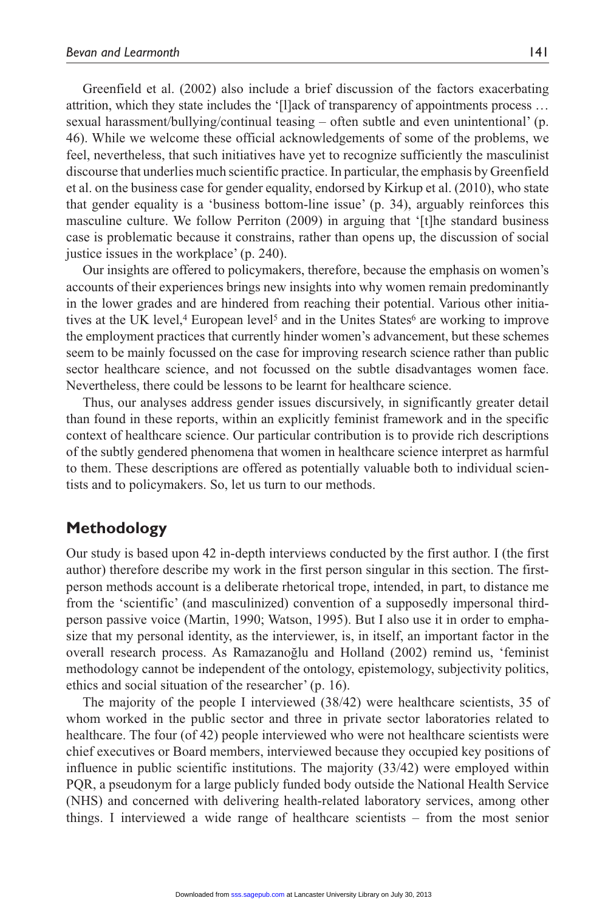Greenfield et al. (2002) also include a brief discussion of the factors exacerbating attrition, which they state includes the '[l]ack of transparency of appointments process … sexual harassment/bullying/continual teasing – often subtle and even unintentional' (p. 46). While we welcome these official acknowledgements of some of the problems, we feel, nevertheless, that such initiatives have yet to recognize sufficiently the masculinist discourse that underlies much scientific practice. In particular, the emphasis by Greenfield et al. on the business case for gender equality, endorsed by Kirkup et al. (2010), who state that gender equality is a 'business bottom-line issue' (p. 34), arguably reinforces this masculine culture. We follow Perriton (2009) in arguing that '[t]he standard business case is problematic because it constrains, rather than opens up, the discussion of social justice issues in the workplace' (p. 240).

Our insights are offered to policymakers, therefore, because the emphasis on women's accounts of their experiences brings new insights into why women remain predominantly in the lower grades and are hindered from reaching their potential. Various other initiatives at the UK level,[4] European level[5] and in the Unites States[6] are working to improve the employment practices that currently hinder women's advancement, but these schemes seem to be mainly focussed on the case for improving research science rather than public sector healthcare science, and not focussed on the subtle disadvantages women face. Nevertheless, there could be lessons to be learnt for healthcare science.

Thus, our analyses address gender issues discursively, in significantly greater detail than found in these reports, within an explicitly feminist framework and in the specific context of healthcare science. Our particular contribution is to provide rich descriptions of the subtly gendered phenomena that women in healthcare science interpret as harmful to them. These descriptions are offered as potentially valuable both to individual scientists and to policymakers. So, let us turn to our methods.

## Methodology

Our study is based upon 42 in-depth interviews conducted by the first author. I (the first author) therefore describe my work in the first person singular in this section. The first-person methods account is a deliberate rhetorical trope, intended, in part, to distance me from the 'scientific' (and masculinized) convention of a supposedly impersonal third-person passive voice (Martin, 1990; Watson, 1995). But I also use it in order to emphasize that my personal identity, as the interviewer, is, in itself, an important factor in the overall research process. As Ramazanoğlu and Holland (2002) remind us, 'feminist methodology cannot be independent of the ontology, epistemology, subjectivity politics, ethics and social situation of the researcher' (p. 16).

The majority of the people I interviewed (38/42) were healthcare scientists, 35 of whom worked in the public sector and three in private sector laboratories related to healthcare. The four (of 42) people interviewed who were not healthcare scientists were chief executives or Board members, interviewed because they occupied key positions of influence in public scientific institutions. The majority (33/42) were employed within PQR, a pseudonym for a large publicly funded body outside the National Health Service (NHS) and concerned with delivering health-related laboratory services, among other things. I interviewed a wide range of healthcare scientists – from the most senior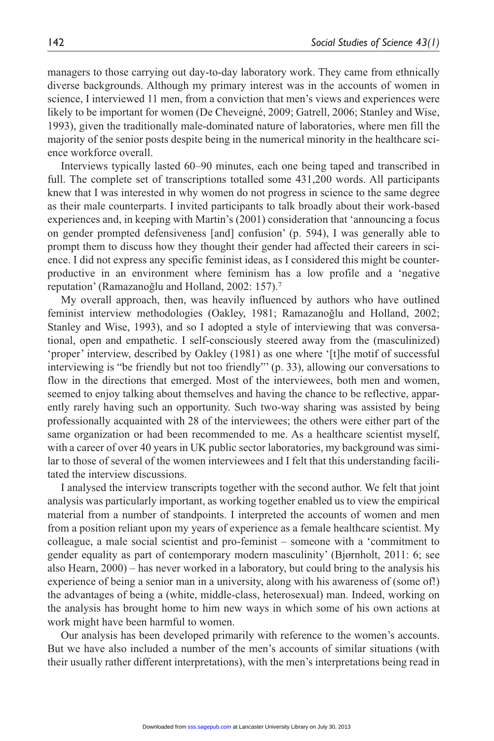managers to those carrying out day-to-day laboratory work. They came from ethnically diverse backgrounds. Although my primary interest was in the accounts of women in science, I interviewed 11 men, from a conviction that men's views and experiences were likely to be important for women (De Cheveigné, 2009; Gatrell, 2006; Stanley and Wise, 1993), given the traditionally male-dominated nature of laboratories, where men fill the majority of the senior posts despite being in the numerical minority in the healthcare science workforce overall.

Interviews typically lasted 60–90 minutes, each one being taped and transcribed in full. The complete set of transcriptions totalled some 431,200 words. All participants knew that I was interested in why women do not progress in science to the same degree as their male counterparts. I invited participants to talk broadly about their work-based experiences and, in keeping with Martin's (2001) consideration that 'announcing a focus on gender prompted defensiveness [and] confusion' (p. 594), I was generally able to prompt them to discuss how they thought their gender had affected their careers in science. I did not express any specific feminist ideas, as I considered this might be counterproductive in an environment where feminism has a low profile and a 'negative reputation' (Ramazanoğlu and Holland, 2002: 157).[7]

My overall approach, then, was heavily influenced by authors who have outlined feminist interview methodologies (Oakley, 1981; Ramazanoğlu and Holland, 2002; Stanley and Wise, 1993), and so I adopted a style of interviewing that was conversational, open and empathetic. I self-consciously steered away from the (masculinized) 'proper' interview, described by Oakley (1981) as one where '[t]he motif of successful interviewing is "be friendly but not too friendly"' (p. 33), allowing our conversations to flow in the directions that emerged. Most of the interviewees, both men and women, seemed to enjoy talking about themselves and having the chance to be reflective, apparently rarely having such an opportunity. Such two-way sharing was assisted by being professionally acquainted with 28 of the interviewees; the others were either part of the same organization or had been recommended to me. As a healthcare scientist myself, with a career of over 40 years in UK public sector laboratories, my background was similar to those of several of the women interviewees and I felt that this understanding facilitated the interview discussions.

I analysed the interview transcripts together with the second author. We felt that joint analysis was particularly important, as working together enabled us to view the empirical material from a number of standpoints. I interpreted the accounts of women and men from a position reliant upon my years of experience as a female healthcare scientist. My colleague, a male social scientist and pro-feminist – someone with a 'commitment to gender equality as part of contemporary modern masculinity' (Bjørnholt, 2011: 6; see also Hearn, 2000) – has never worked in a laboratory, but could bring to the analysis his experience of being a senior man in a university, along with his awareness of (some of!) the advantages of being a (white, middle-class, heterosexual) man. Indeed, working on the analysis has brought home to him new ways in which some of his own actions at work might have been harmful to women.

Our analysis has been developed primarily with reference to the women's accounts. But we have also included a number of the men's accounts of similar situations (with their usually rather different interpretations), with the men's interpretations being read in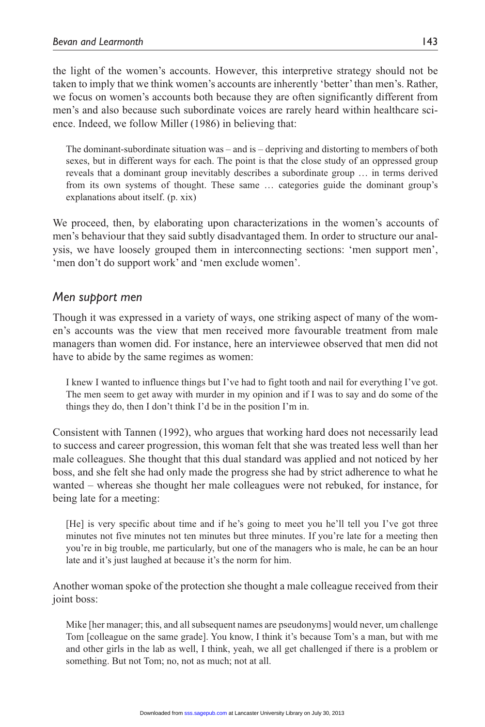the light of the women's accounts. However, this interpretive strategy should not be taken to imply that we think women's accounts are inherently 'better' than men's. Rather, we focus on women's accounts both because they are often significantly different from men's and also because such subordinate voices are rarely heard within healthcare science. Indeed, we follow Miller (1986) in believing that:

> The dominant-subordinate situation was – and is – depriving and distorting to members of both sexes, but in different ways for each. The point is that the close study of an oppressed group reveals that a dominant group inevitably describes a subordinate group … in terms derived from its own systems of thought. These same … categories guide the dominant group's explanations about itself. (p. xix)

We proceed, then, by elaborating upon characterizations in the women's accounts of men's behaviour that they said subtly disadvantaged them. In order to structure our analysis, we have loosely grouped them in interconnecting sections: 'men support men', 'men don't do support work' and 'men exclude women'.

## *Men support men*

Though it was expressed in a variety of ways, one striking aspect of many of the women's accounts was the view that men received more favourable treatment from male managers than women did. For instance, here an interviewee observed that men did not have to abide by the same regimes as women:

> I knew I wanted to influence things but I've had to fight tooth and nail for everything I've got. The men seem to get away with murder in my opinion and if I was to say and do some of the things they do, then I don't think I'd be in the position I'm in.

Consistent with Tannen (1992), who argues that working hard does not necessarily lead to success and career progression, this woman felt that she was treated less well than her male colleagues. She thought that this dual standard was applied and not noticed by her boss, and she felt she had only made the progress she had by strict adherence to what he wanted – whereas she thought her male colleagues were not rebuked, for instance, for being late for a meeting:

> [He] is very specific about time and if he's going to meet you he'll tell you I've got three minutes not five minutes not ten minutes but three minutes. If you're late for a meeting then you're in big trouble, me particularly, but one of the managers who is male, he can be an hour late and it's just laughed at because it's the norm for him.

Another woman spoke of the protection she thought a male colleague received from their joint boss:

> Mike [her manager; this, and all subsequent names are pseudonyms] would never, um challenge Tom [colleague on the same grade]. You know, I think it's because Tom's a man, but with me and other girls in the lab as well, I think, yeah, we all get challenged if there is a problem or something. But not Tom; no, not as much; not at all.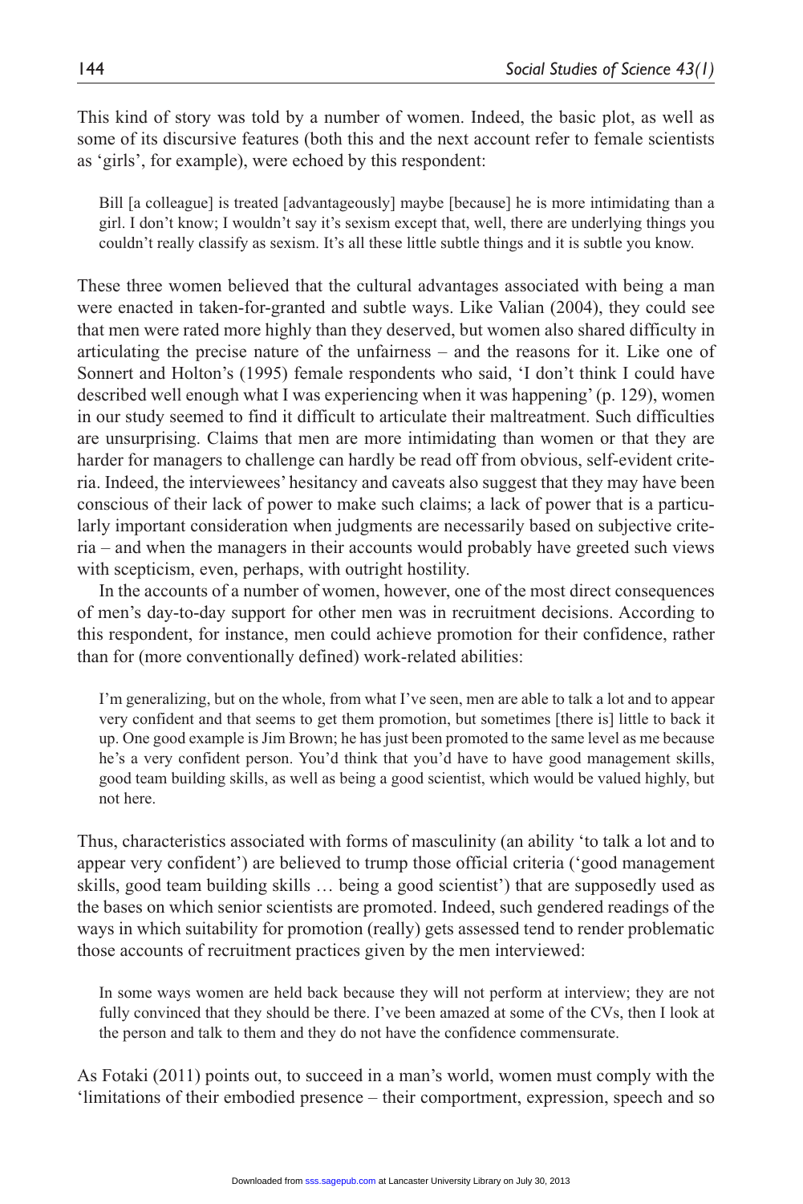This kind of story was told by a number of women. Indeed, the basic plot, as well as some of its discursive features (both this and the next account refer to female scientists as 'girls', for example), were echoed by this respondent:

> Bill [a colleague] is treated [advantageously] maybe [because] he is more intimidating than a girl. I don't know; I wouldn't say it's sexism except that, well, there are underlying things you couldn't really classify as sexism. It's all these little subtle things and it is subtle you know.

These three women believed that the cultural advantages associated with being a man were enacted in taken-for-granted and subtle ways. Like Valian (2004), they could see that men were rated more highly than they deserved, but women also shared difficulty in articulating the precise nature of the unfairness – and the reasons for it. Like one of Sonnert and Holton's (1995) female respondents who said, 'I don't think I could have described well enough what I was experiencing when it was happening' (p. 129), women in our study seemed to find it difficult to articulate their maltreatment. Such difficulties are unsurprising. Claims that men are more intimidating than women or that they are harder for managers to challenge can hardly be read off from obvious, self-evident criteria. Indeed, the interviewees' hesitancy and caveats also suggest that they may have been conscious of their lack of power to make such claims; a lack of power that is a particularly important consideration when judgments are necessarily based on subjective criteria – and when the managers in their accounts would probably have greeted such views with scepticism, even, perhaps, with outright hostility.

In the accounts of a number of women, however, one of the most direct consequences of men's day-to-day support for other men was in recruitment decisions. According to this respondent, for instance, men could achieve promotion for their confidence, rather than for (more conventionally defined) work-related abilities:

> I'm generalizing, but on the whole, from what I've seen, men are able to talk a lot and to appear very confident and that seems to get them promotion, but sometimes [there is] little to back it up. One good example is Jim Brown; he has just been promoted to the same level as me because he's a very confident person. You'd think that you'd have to have good management skills, good team building skills, as well as being a good scientist, which would be valued highly, but not here.

Thus, characteristics associated with forms of masculinity (an ability 'to talk a lot and to appear very confident') are believed to trump those official criteria ('good management skills, good team building skills … being a good scientist') that are supposedly used as the bases on which senior scientists are promoted. Indeed, such gendered readings of the ways in which suitability for promotion (really) gets assessed tend to render problematic those accounts of recruitment practices given by the men interviewed:

> In some ways women are held back because they will not perform at interview; they are not fully convinced that they should be there. I've been amazed at some of the CVs, then I look at the person and talk to them and they do not have the confidence commensurate.

As Fotaki (2011) points out, to succeed in a man's world, women must comply with the 'limitations of their embodied presence – their comportment, expression, speech and so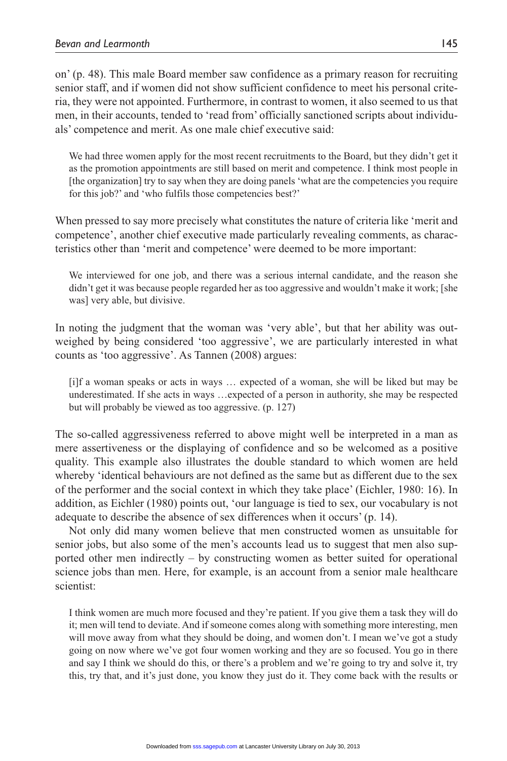on' (p. 48). This male Board member saw confidence as a primary reason for recruiting senior staff, and if women did not show sufficient confidence to meet his personal criteria, they were not appointed. Furthermore, in contrast to women, it also seemed to us that men, in their accounts, tended to 'read from' officially sanctioned scripts about individuals' competence and merit. As one male chief executive said:

> We had three women apply for the most recent recruitments to the Board, but they didn't get it as the promotion appointments are still based on merit and competence. I think most people in [the organization] try to say when they are doing panels 'what are the competencies you require for this job?' and 'who fulfils those competencies best?'

When pressed to say more precisely what constitutes the nature of criteria like 'merit and competence', another chief executive made particularly revealing comments, as characteristics other than 'merit and competence' were deemed to be more important:

> We interviewed for one job, and there was a serious internal candidate, and the reason she didn't get it was because people regarded her as too aggressive and wouldn't make it work; [she was] very able, but divisive.

In noting the judgment that the woman was 'very able', but that her ability was outweighed by being considered 'too aggressive', we are particularly interested in what counts as 'too aggressive'. As Tannen (2008) argues:

> [i]f a woman speaks or acts in ways … expected of a woman, she will be liked but may be underestimated. If she acts in ways …expected of a person in authority, she may be respected but will probably be viewed as too aggressive. (p. 127)

The so-called aggressiveness referred to above might well be interpreted in a man as mere assertiveness or the displaying of confidence and so be welcomed as a positive quality. This example also illustrates the double standard to which women are held whereby 'identical behaviours are not defined as the same but as different due to the sex of the performer and the social context in which they take place' (Eichler, 1980: 16). In addition, as Eichler (1980) points out, 'our language is tied to sex, our vocabulary is not adequate to describe the absence of sex differences when it occurs' (p. 14).

Not only did many women believe that men constructed women as unsuitable for senior jobs, but also some of the men's accounts lead us to suggest that men also supported other men indirectly – by constructing women as better suited for operational science jobs than men. Here, for example, is an account from a senior male healthcare scientist:

> I think women are much more focused and they're patient. If you give them a task they will do it; men will tend to deviate. And if someone comes along with something more interesting, men will move away from what they should be doing, and women don't. I mean we've got a study going on now where we've got four women working and they are so focused. You go in there and say I think we should do this, or there's a problem and we're going to try and solve it, try this, try that, and it's just done, you know they just do it. They come back with the results or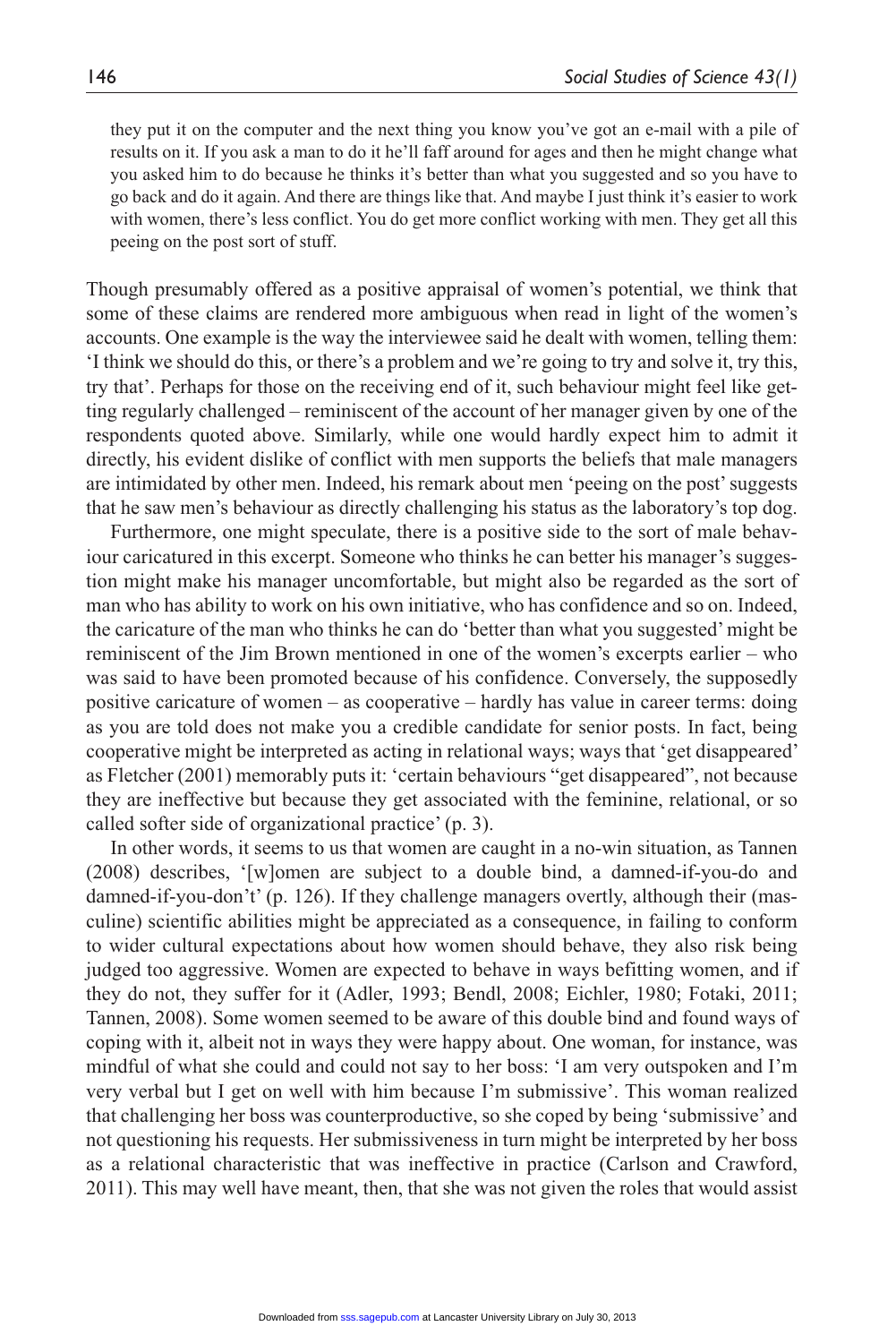> they put it on the computer and the next thing you know you've got an e-mail with a pile of results on it. If you ask a man to do it he'll faff around for ages and then he might change what you asked him to do because he thinks it's better than what you suggested and so you have to go back and do it again. And there are things like that. And maybe I just think it's easier to work with women, there's less conflict. You do get more conflict working with men. They get all this peeing on the post sort of stuff.

Though presumably offered as a positive appraisal of women's potential, we think that some of these claims are rendered more ambiguous when read in light of the women's accounts. One example is the way the interviewee said he dealt with women, telling them: 'I think we should do this, or there's a problem and we're going to try and solve it, try this, try that'. Perhaps for those on the receiving end of it, such behaviour might feel like getting regularly challenged – reminiscent of the account of her manager given by one of the respondents quoted above. Similarly, while one would hardly expect him to admit it directly, his evident dislike of conflict with men supports the beliefs that male managers are intimidated by other men. Indeed, his remark about men 'peeing on the post' suggests that he saw men's behaviour as directly challenging his status as the laboratory's top dog.

Furthermore, one might speculate, there is a positive side to the sort of male behaviour caricatured in this excerpt. Someone who thinks he can better his manager's suggestion might make his manager uncomfortable, but might also be regarded as the sort of man who has ability to work on his own initiative, who has confidence and so on. Indeed, the caricature of the man who thinks he can do 'better than what you suggested' might be reminiscent of the Jim Brown mentioned in one of the women's excerpts earlier – who was said to have been promoted because of his confidence. Conversely, the supposedly positive caricature of women – as cooperative – hardly has value in career terms: doing as you are told does not make you a credible candidate for senior posts. In fact, being cooperative might be interpreted as acting in relational ways; ways that 'get disappeared' as Fletcher (2001) memorably puts it: 'certain behaviours "get disappeared", not because they are ineffective but because they get associated with the feminine, relational, or so called softer side of organizational practice' (p. 3).

In other words, it seems to us that women are caught in a no-win situation, as Tannen (2008) describes, '[w]omen are subject to a double bind, a damned-if-you-do and damned-if-you-don't' (p. 126). If they challenge managers overtly, although their (masculine) scientific abilities might be appreciated as a consequence, in failing to conform to wider cultural expectations about how women should behave, they also risk being judged too aggressive. Women are expected to behave in ways befitting women, and if they do not, they suffer for it (Adler, 1993; Bendl, 2008; Eichler, 1980; Fotaki, 2011; Tannen, 2008). Some women seemed to be aware of this double bind and found ways of coping with it, albeit not in ways they were happy about. One woman, for instance, was mindful of what she could and could not say to her boss: 'I am very outspoken and I'm very verbal but I get on well with him because I'm submissive'. This woman realized that challenging her boss was counterproductive, so she coped by being 'submissive' and not questioning his requests. Her submissiveness in turn might be interpreted by her boss as a relational characteristic that was ineffective in practice (Carlson and Crawford, 2011). This may well have meant, then, that she was not given the roles that would assist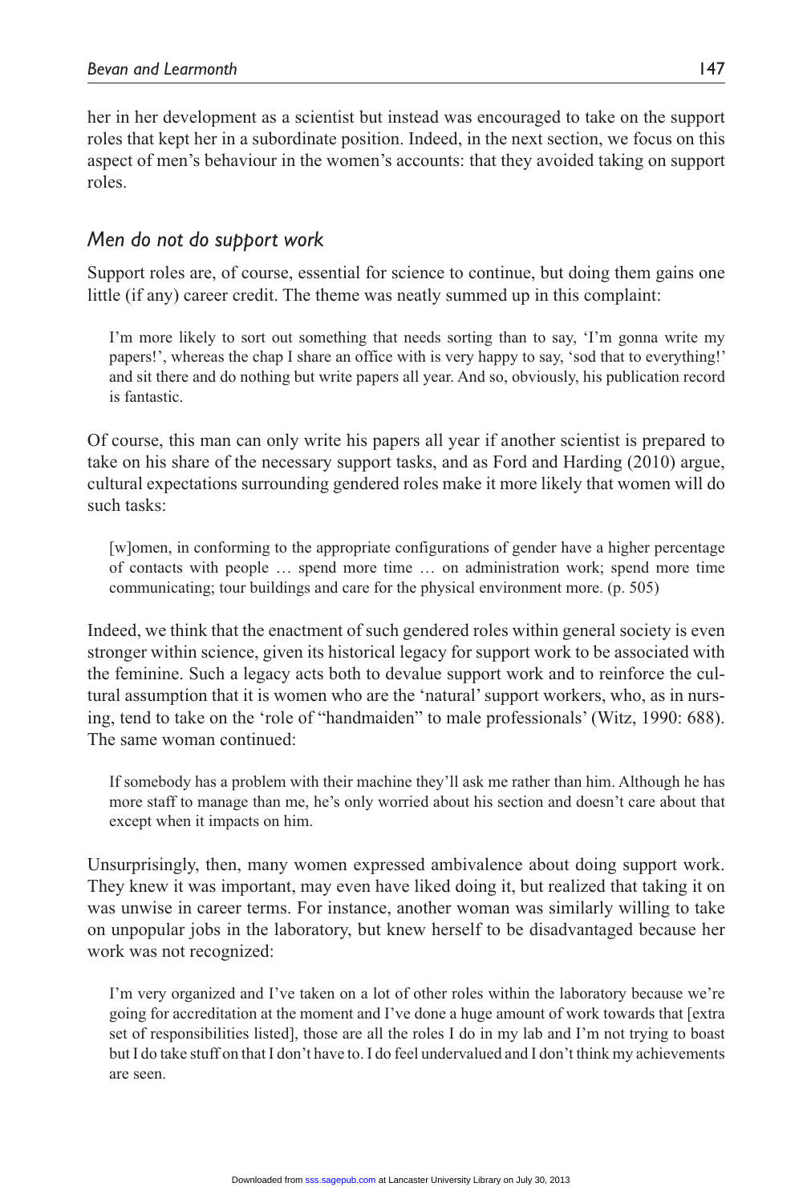her in her development as a scientist but instead was encouraged to take on the support roles that kept her in a subordinate position. Indeed, in the next section, we focus on this aspect of men's behaviour in the women's accounts: that they avoided taking on support roles.

## *Men do not do support work*

Support roles are, of course, essential for science to continue, but doing them gains one little (if any) career credit. The theme was neatly summed up in this complaint:

> I'm more likely to sort out something that needs sorting than to say, 'I'm gonna write my papers!', whereas the chap I share an office with is very happy to say, 'sod that to everything!' and sit there and do nothing but write papers all year. And so, obviously, his publication record is fantastic.

Of course, this man can only write his papers all year if another scientist is prepared to take on his share of the necessary support tasks, and as Ford and Harding (2010) argue, cultural expectations surrounding gendered roles make it more likely that women will do such tasks:

> [w]omen, in conforming to the appropriate configurations of gender have a higher percentage of contacts with people … spend more time … on administration work; spend more time communicating; tour buildings and care for the physical environment more. (p. 505)

Indeed, we think that the enactment of such gendered roles within general society is even stronger within science, given its historical legacy for support work to be associated with the feminine. Such a legacy acts both to devalue support work and to reinforce the cultural assumption that it is women who are the 'natural' support workers, who, as in nursing, tend to take on the 'role of "handmaiden" to male professionals' (Witz, 1990: 688). The same woman continued:

> If somebody has a problem with their machine they'll ask me rather than him. Although he has more staff to manage than me, he's only worried about his section and doesn't care about that except when it impacts on him.

Unsurprisingly, then, many women expressed ambivalence about doing support work. They knew it was important, may even have liked doing it, but realized that taking it on was unwise in career terms. For instance, another woman was similarly willing to take on unpopular jobs in the laboratory, but knew herself to be disadvantaged because her work was not recognized:

> I'm very organized and I've taken on a lot of other roles within the laboratory because we're going for accreditation at the moment and I've done a huge amount of work towards that [extra set of responsibilities listed], those are all the roles I do in my lab and I'm not trying to boast but I do take stuff on that I don't have to. I do feel undervalued and I don't think my achievements are seen.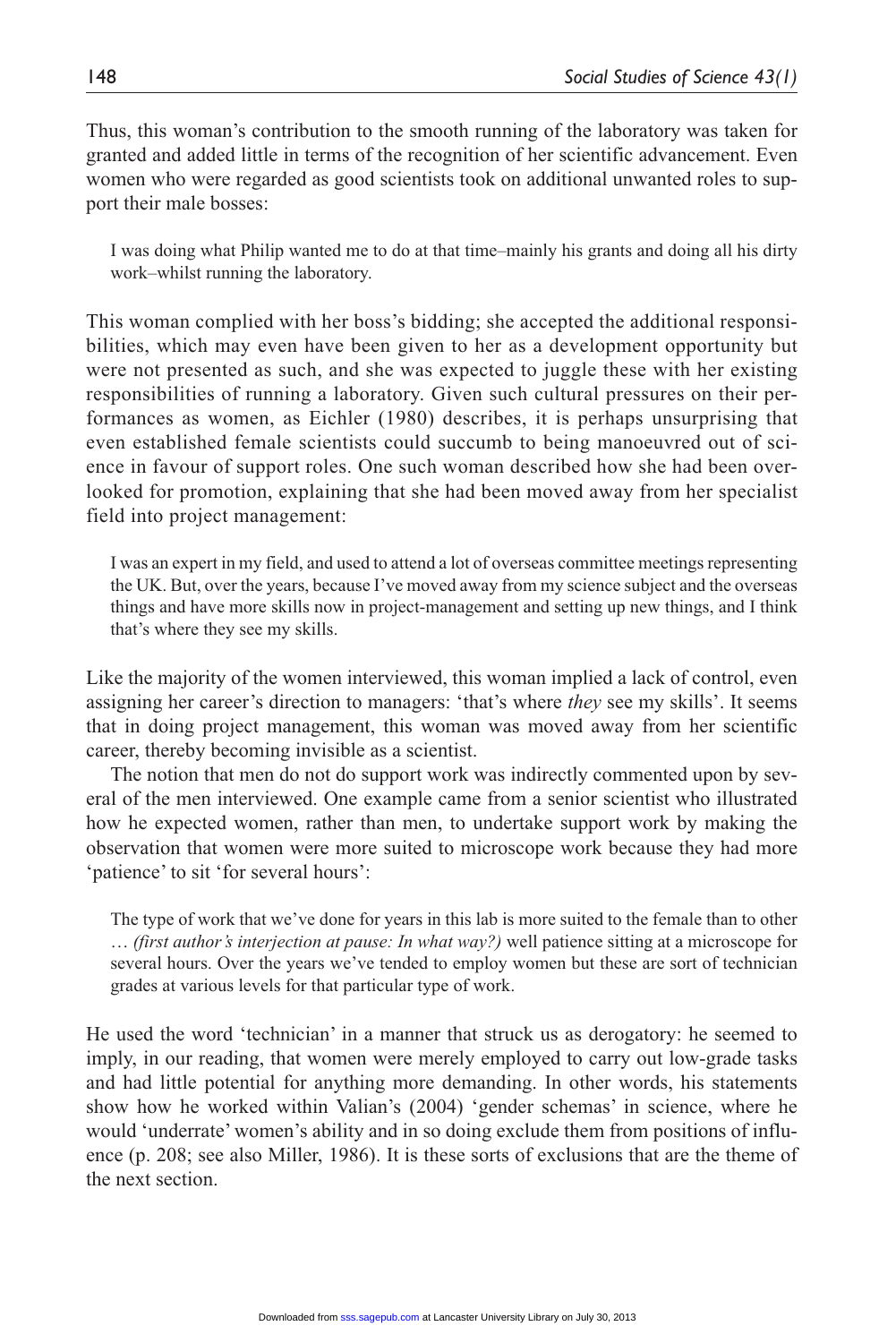Thus, this woman's contribution to the smooth running of the laboratory was taken for granted and added little in terms of the recognition of her scientific advancement. Even women who were regarded as good scientists took on additional unwanted roles to support their male bosses:

> I was doing what Philip wanted me to do at that time–mainly his grants and doing all his dirty work–whilst running the laboratory.

This woman complied with her boss's bidding; she accepted the additional responsibilities, which may even have been given to her as a development opportunity but were not presented as such, and she was expected to juggle these with her existing responsibilities of running a laboratory. Given such cultural pressures on their performances as women, as Eichler (1980) describes, it is perhaps unsurprising that even established female scientists could succumb to being manoeuvred out of science in favour of support roles. One such woman described how she had been overlooked for promotion, explaining that she had been moved away from her specialist field into project management:

> I was an expert in my field, and used to attend a lot of overseas committee meetings representing the UK. But, over the years, because I've moved away from my science subject and the overseas things and have more skills now in project-management and setting up new things, and I think that's where they see my skills.

Like the majority of the women interviewed, this woman implied a lack of control, even assigning her career's direction to managers: 'that's where *they* see my skills'. It seems that in doing project management, this woman was moved away from her scientific career, thereby becoming invisible as a scientist.

The notion that men do not do support work was indirectly commented upon by several of the men interviewed. One example came from a senior scientist who illustrated how he expected women, rather than men, to undertake support work by making the observation that women were more suited to microscope work because they had more 'patience' to sit 'for several hours':

> The type of work that we've done for years in this lab is more suited to the female than to other … *(first author's interjection at pause: In what way?)* well patience sitting at a microscope for several hours. Over the years we've tended to employ women but these are sort of technician grades at various levels for that particular type of work.

He used the word 'technician' in a manner that struck us as derogatory: he seemed to imply, in our reading, that women were merely employed to carry out low-grade tasks and had little potential for anything more demanding. In other words, his statements show how he worked within Valian's (2004) 'gender schemas' in science, where he would 'underrate' women's ability and in so doing exclude them from positions of influence (p. 208; see also Miller, 1986). It is these sorts of exclusions that are the theme of the next section.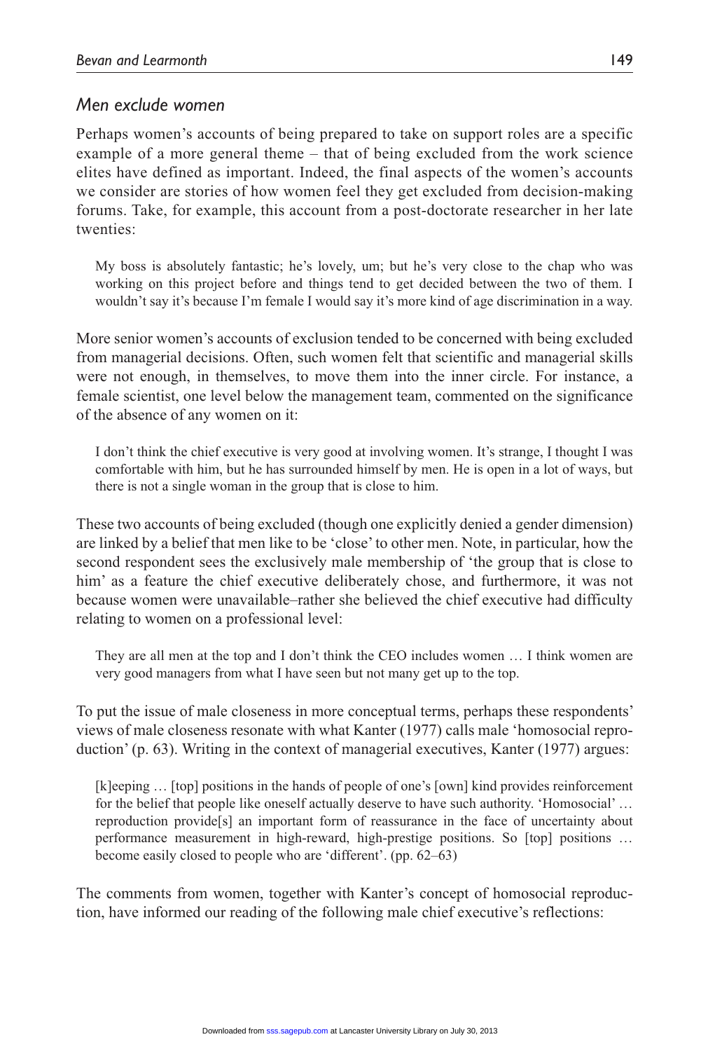### *Men exclude women*

Perhaps women's accounts of being prepared to take on support roles are a specific example of a more general theme – that of being excluded from the work science elites have defined as important. Indeed, the final aspects of the women's accounts we consider are stories of how women feel they get excluded from decision-making forums. Take, for example, this account from a post-doctorate researcher in her late twenties:

> My boss is absolutely fantastic; he's lovely, um; but he's very close to the chap who was working on this project before and things tend to get decided between the two of them. I wouldn't say it's because I'm female I would say it's more kind of age discrimination in a way.

More senior women's accounts of exclusion tended to be concerned with being excluded from managerial decisions. Often, such women felt that scientific and managerial skills were not enough, in themselves, to move them into the inner circle. For instance, a female scientist, one level below the management team, commented on the significance of the absence of any women on it:

> I don't think the chief executive is very good at involving women. It's strange, I thought I was comfortable with him, but he has surrounded himself by men. He is open in a lot of ways, but there is not a single woman in the group that is close to him.

These two accounts of being excluded (though one explicitly denied a gender dimension) are linked by a belief that men like to be 'close' to other men. Note, in particular, how the second respondent sees the exclusively male membership of 'the group that is close to him' as a feature the chief executive deliberately chose, and furthermore, it was not because women were unavailable–rather she believed the chief executive had difficulty relating to women on a professional level:

> They are all men at the top and I don't think the CEO includes women … I think women are very good managers from what I have seen but not many get up to the top.

To put the issue of male closeness in more conceptual terms, perhaps these respondents' views of male closeness resonate with what Kanter (1977) calls male 'homosocial reproduction' (p. 63). Writing in the context of managerial executives, Kanter (1977) argues:

> [k]eeping … [top] positions in the hands of people of one's [own] kind provides reinforcement for the belief that people like oneself actually deserve to have such authority. 'Homosocial' … reproduction provide[s] an important form of reassurance in the face of uncertainty about performance measurement in high-reward, high-prestige positions. So [top] positions … become easily closed to people who are 'different'. (pp. 62–63)

The comments from women, together with Kanter's concept of homosocial reproduction, have informed our reading of the following male chief executive's reflections: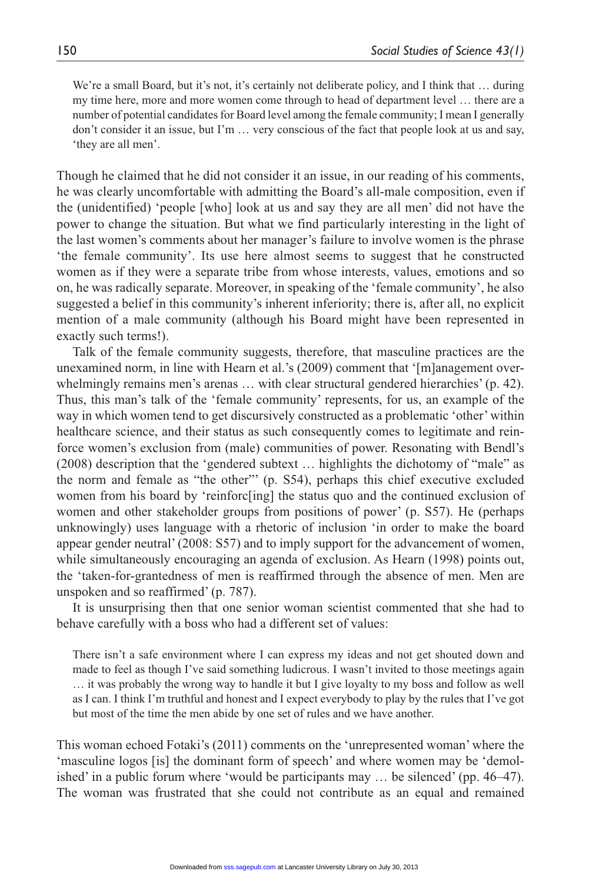> We're a small Board, but it's not, it's certainly not deliberate policy, and I think that … during my time here, more and more women come through to head of department level … there are a number of potential candidates for Board level among the female community; I mean I generally don't consider it an issue, but I'm … very conscious of the fact that people look at us and say, 'they are all men'.

Though he claimed that he did not consider it an issue, in our reading of his comments, he was clearly uncomfortable with admitting the Board's all-male composition, even if the (unidentified) 'people [who] look at us and say they are all men' did not have the power to change the situation. But what we find particularly interesting in the light of the last women's comments about her manager's failure to involve women is the phrase 'the female community'. Its use here almost seems to suggest that he constructed women as if they were a separate tribe from whose interests, values, emotions and so on, he was radically separate. Moreover, in speaking of the 'female community', he also suggested a belief in this community's inherent inferiority; there is, after all, no explicit mention of a male community (although his Board might have been represented in exactly such terms!).

Talk of the female community suggests, therefore, that masculine practices are the unexamined norm, in line with Hearn et al.'s (2009) comment that '[m]anagement overwhelmingly remains men's arenas … with clear structural gendered hierarchies' (p. 42). Thus, this man's talk of the 'female community' represents, for us, an example of the way in which women tend to get discursively constructed as a problematic 'other' within healthcare science, and their status as such consequently comes to legitimate and reinforce women's exclusion from (male) communities of power. Resonating with Bendl's (2008) description that the 'gendered subtext … highlights the dichotomy of "male" as the norm and female as "the other"' (p. S54), perhaps this chief executive excluded women from his board by 'reinforc[ing] the status quo and the continued exclusion of women and other stakeholder groups from positions of power' (p. S57). He (perhaps unknowingly) uses language with a rhetoric of inclusion 'in order to make the board appear gender neutral' (2008: S57) and to imply support for the advancement of women, while simultaneously encouraging an agenda of exclusion. As Hearn (1998) points out, the 'taken-for-grantedness of men is reaffirmed through the absence of men. Men are unspoken and so reaffirmed' (p. 787).

It is unsurprising then that one senior woman scientist commented that she had to behave carefully with a boss who had a different set of values:

> There isn't a safe environment where I can express my ideas and not get shouted down and made to feel as though I've said something ludicrous. I wasn't invited to those meetings again … it was probably the wrong way to handle it but I give loyalty to my boss and follow as well as I can. I think I'm truthful and honest and I expect everybody to play by the rules that I've got but most of the time the men abide by one set of rules and we have another.

This woman echoed Fotaki's (2011) comments on the 'unrepresented woman' where the 'masculine logos [is] the dominant form of speech' and where women may be 'demolished' in a public forum where 'would be participants may … be silenced' (pp. 46–47). The woman was frustrated that she could not contribute as an equal and remained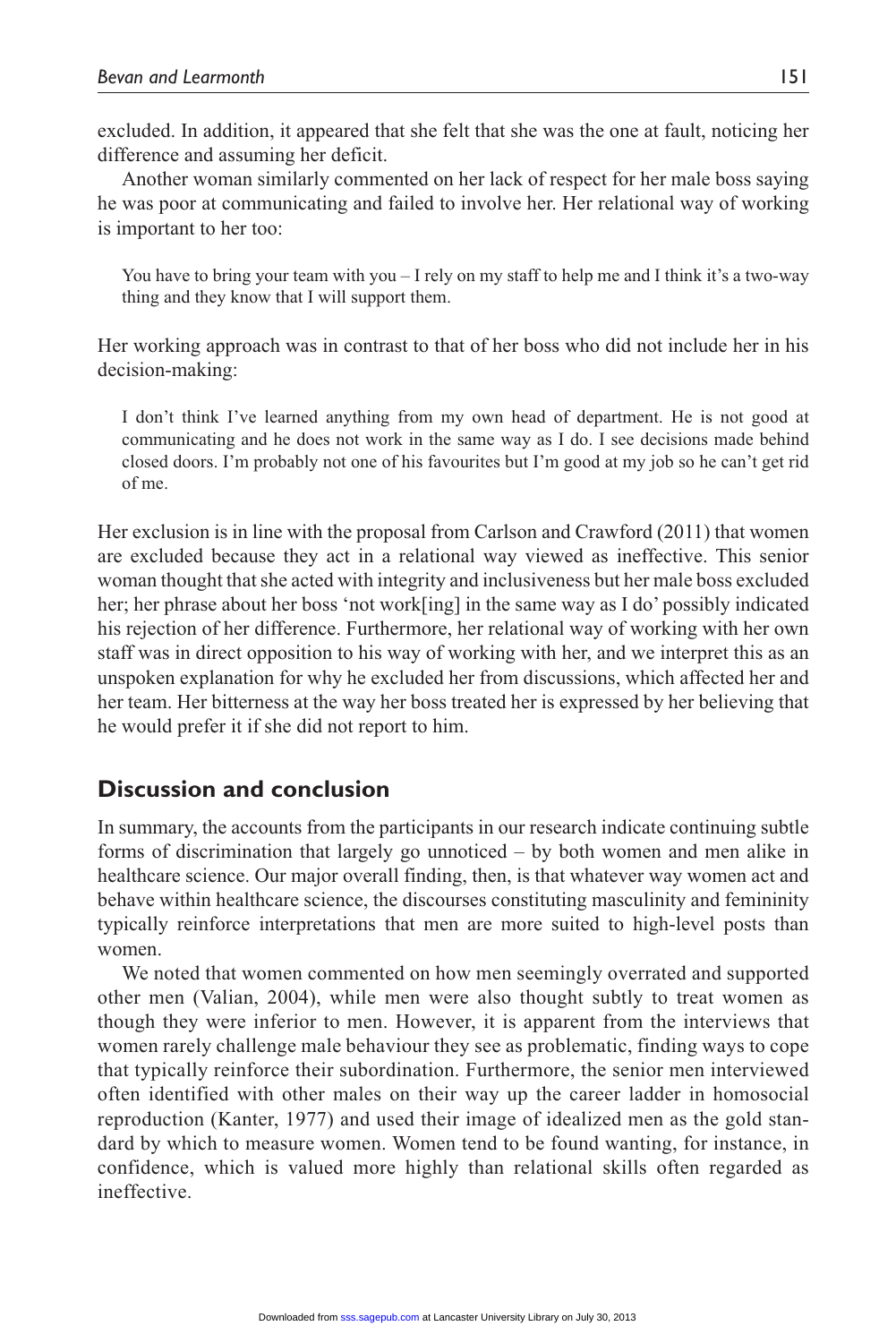excluded. In addition, it appeared that she felt that she was the one at fault, noticing her difference and assuming her deficit.

Another woman similarly commented on her lack of respect for her male boss saying he was poor at communicating and failed to involve her. Her relational way of working is important to her too:

> You have to bring your team with you – I rely on my staff to help me and I think it's a two-way thing and they know that I will support them.

Her working approach was in contrast to that of her boss who did not include her in his decision-making:

> I don't think I've learned anything from my own head of department. He is not good at communicating and he does not work in the same way as I do. I see decisions made behind closed doors. I'm probably not one of his favourites but I'm good at my job so he can't get rid of me.

Her exclusion is in line with the proposal from Carlson and Crawford (2011) that women are excluded because they act in a relational way viewed as ineffective. This senior woman thought that she acted with integrity and inclusiveness but her male boss excluded her; her phrase about her boss 'not work[ing] in the same way as I do' possibly indicated his rejection of her difference. Furthermore, her relational way of working with her own staff was in direct opposition to his way of working with her, and we interpret this as an unspoken explanation for why he excluded her from discussions, which affected her and her team. Her bitterness at the way her boss treated her is expressed by her believing that he would prefer it if she did not report to him.

## Discussion and conclusion

In summary, the accounts from the participants in our research indicate continuing subtle forms of discrimination that largely go unnoticed – by both women and men alike in healthcare science. Our major overall finding, then, is that whatever way women act and behave within healthcare science, the discourses constituting masculinity and femininity typically reinforce interpretations that men are more suited to high-level posts than women.

We noted that women commented on how men seemingly overrated and supported other men (Valian, 2004), while men were also thought subtly to treat women as though they were inferior to men. However, it is apparent from the interviews that women rarely challenge male behaviour they see as problematic, finding ways to cope that typically reinforce their subordination. Furthermore, the senior men interviewed often identified with other males on their way up the career ladder in homosocial reproduction (Kanter, 1977) and used their image of idealized men as the gold standard by which to measure women. Women tend to be found wanting, for instance, in confidence, which is valued more highly than relational skills often regarded as ineffective.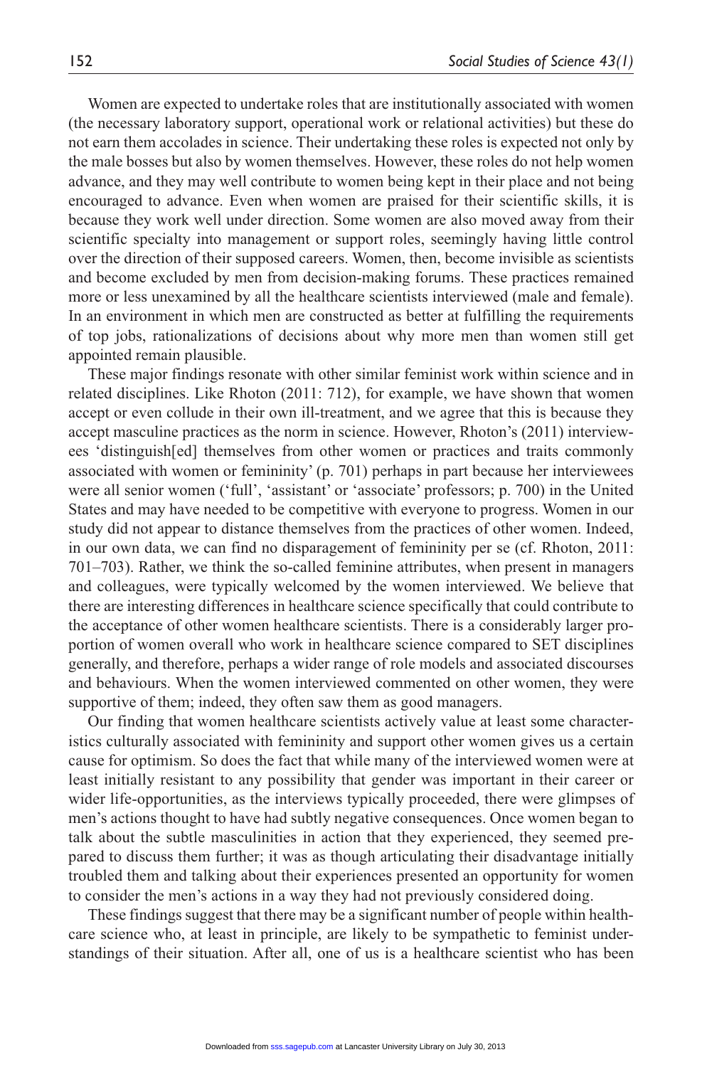Women are expected to undertake roles that are institutionally associated with women (the necessary laboratory support, operational work or relational activities) but these do not earn them accolades in science. Their undertaking these roles is expected not only by the male bosses but also by women themselves. However, these roles do not help women advance, and they may well contribute to women being kept in their place and not being encouraged to advance. Even when women are praised for their scientific skills, it is because they work well under direction. Some women are also moved away from their scientific specialty into management or support roles, seemingly having little control over the direction of their supposed careers. Women, then, become invisible as scientists and become excluded by men from decision-making forums. These practices remained more or less unexamined by all the healthcare scientists interviewed (male and female). In an environment in which men are constructed as better at fulfilling the requirements of top jobs, rationalizations of decisions about why more men than women still get appointed remain plausible.

These major findings resonate with other similar feminist work within science and in related disciplines. Like Rhoton (2011: 712), for example, we have shown that women accept or even collude in their own ill-treatment, and we agree that this is because they accept masculine practices as the norm in science. However, Rhoton's (2011) interviewees 'distinguish[ed] themselves from other women or practices and traits commonly associated with women or femininity' (p. 701) perhaps in part because her interviewees were all senior women ('full', 'assistant' or 'associate' professors; p. 700) in the United States and may have needed to be competitive with everyone to progress. Women in our study did not appear to distance themselves from the practices of other women. Indeed, in our own data, we can find no disparagement of femininity per se (cf. Rhoton, 2011: 701–703). Rather, we think the so-called feminine attributes, when present in managers and colleagues, were typically welcomed by the women interviewed. We believe that there are interesting differences in healthcare science specifically that could contribute to the acceptance of other women healthcare scientists. There is a considerably larger proportion of women overall who work in healthcare science compared to SET disciplines generally, and therefore, perhaps a wider range of role models and associated discourses and behaviours. When the women interviewed commented on other women, they were supportive of them; indeed, they often saw them as good managers.

Our finding that women healthcare scientists actively value at least some characteristics culturally associated with femininity and support other women gives us a certain cause for optimism. So does the fact that while many of the interviewed women were at least initially resistant to any possibility that gender was important in their career or wider life-opportunities, as the interviews typically proceeded, there were glimpses of men's actions thought to have had subtly negative consequences. Once women began to talk about the subtle masculinities in action that they experienced, they seemed prepared to discuss them further; it was as though articulating their disadvantage initially troubled them and talking about their experiences presented an opportunity for women to consider the men's actions in a way they had not previously considered doing.

These findings suggest that there may be a significant number of people within healthcare science who, at least in principle, are likely to be sympathetic to feminist understandings of their situation. After all, one of us is a healthcare scientist who has been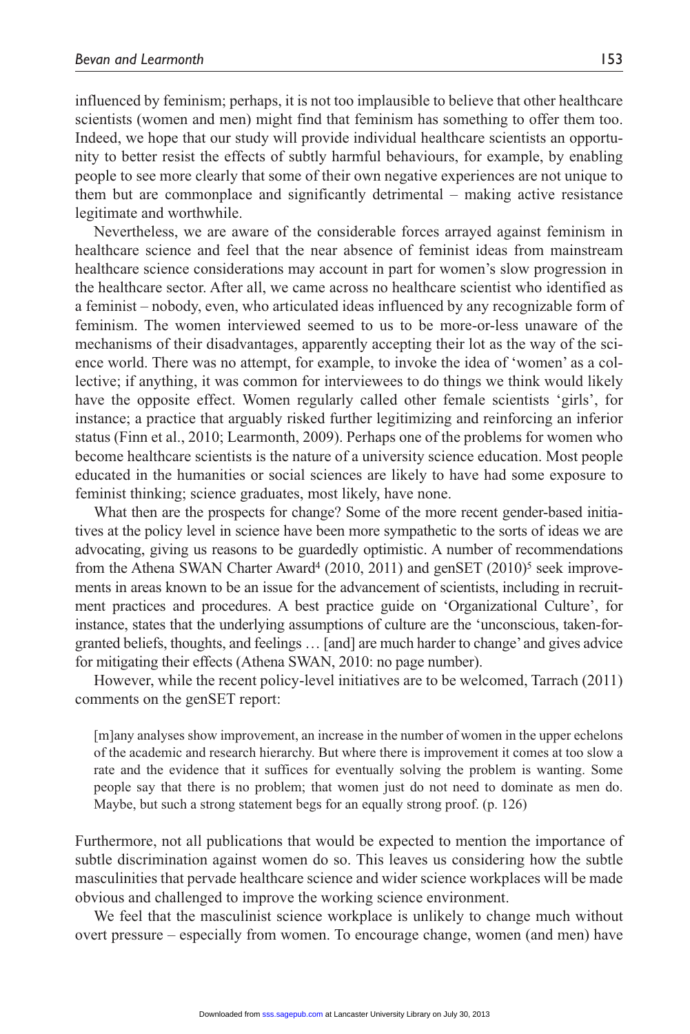influenced by feminism; perhaps, it is not too implausible to believe that other healthcare scientists (women and men) might find that feminism has something to offer them too. Indeed, we hope that our study will provide individual healthcare scientists an opportunity to better resist the effects of subtly harmful behaviours, for example, by enabling people to see more clearly that some of their own negative experiences are not unique to them but are commonplace and significantly detrimental – making active resistance legitimate and worthwhile.

Nevertheless, we are aware of the considerable forces arrayed against feminism in healthcare science and feel that the near absence of feminist ideas from mainstream healthcare science considerations may account in part for women's slow progression in the healthcare sector. After all, we came across no healthcare scientist who identified as a feminist – nobody, even, who articulated ideas influenced by any recognizable form of feminism. The women interviewed seemed to us to be more-or-less unaware of the mechanisms of their disadvantages, apparently accepting their lot as the way of the science world. There was no attempt, for example, to invoke the idea of 'women' as a collective; if anything, it was common for interviewees to do things we think would likely have the opposite effect. Women regularly called other female scientists 'girls', for instance; a practice that arguably risked further legitimizing and reinforcing an inferior status (Finn et al., 2010; Learmonth, 2009). Perhaps one of the problems for women who become healthcare scientists is the nature of a university science education. Most people educated in the humanities or social sciences are likely to have had some exposure to feminist thinking; science graduates, most likely, have none.

What then are the prospects for change? Some of the more recent gender-based initiatives at the policy level in science have been more sympathetic to the sorts of ideas we are advocating, giving us reasons to be guardedly optimistic. A number of recommendations from the Athena SWAN Charter Award[4] (2010, 2011) and genSET (2010)[5] seek improvements in areas known to be an issue for the advancement of scientists, including in recruitment practices and procedures. A best practice guide on 'Organizational Culture', for instance, states that the underlying assumptions of culture are the 'unconscious, taken-for-granted beliefs, thoughts, and feelings … [and] are much harder to change' and gives advice for mitigating their effects (Athena SWAN, 2010: no page number).

However, while the recent policy-level initiatives are to be welcomed, Tarrach (2011) comments on the genSET report:

> [m]any analyses show improvement, an increase in the number of women in the upper echelons of the academic and research hierarchy. But where there is improvement it comes at too slow a rate and the evidence that it suffices for eventually solving the problem is wanting. Some people say that there is no problem; that women just do not need to dominate as men do. Maybe, but such a strong statement begs for an equally strong proof. (p. 126)

Furthermore, not all publications that would be expected to mention the importance of subtle discrimination against women do so. This leaves us considering how the subtle masculinities that pervade healthcare science and wider science workplaces will be made obvious and challenged to improve the working science environment.

We feel that the masculinist science workplace is unlikely to change much without overt pressure – especially from women. To encourage change, women (and men) have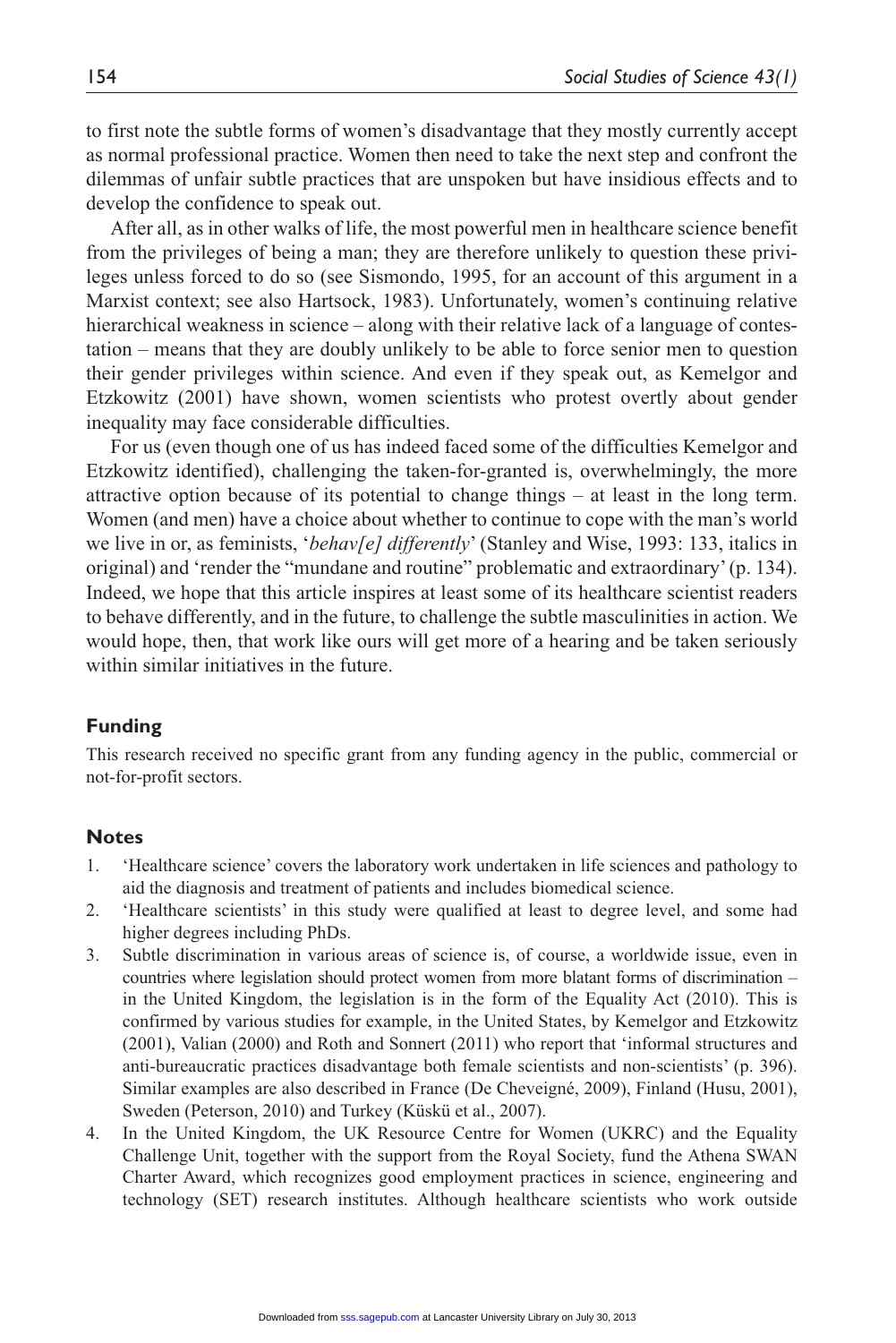to first note the subtle forms of women's disadvantage that they mostly currently accept as normal professional practice. Women then need to take the next step and confront the dilemmas of unfair subtle practices that are unspoken but have insidious effects and to develop the confidence to speak out.

After all, as in other walks of life, the most powerful men in healthcare science benefit from the privileges of being a man; they are therefore unlikely to question these privileges unless forced to do so (see Sismondo, 1995, for an account of this argument in a Marxist context; see also Hartsock, 1983). Unfortunately, women's continuing relative hierarchical weakness in science – along with their relative lack of a language of contestation – means that they are doubly unlikely to be able to force senior men to question their gender privileges within science. And even if they speak out, as Kemelgor and Etzkowitz (2001) have shown, women scientists who protest overtly about gender inequality may face considerable difficulties.

For us (even though one of us has indeed faced some of the difficulties Kemelgor and Etzkowitz identified), challenging the taken-for-granted is, overwhelmingly, the more attractive option because of its potential to change things – at least in the long term. Women (and men) have a choice about whether to continue to cope with the man's world we live in or, as feminists, '*behav[e] differently*' (Stanley and Wise, 1993: 133, italics in original) and 'render the "mundane and routine" problematic and extraordinary' (p. 134). Indeed, we hope that this article inspires at least some of its healthcare scientist readers to behave differently, and in the future, to challenge the subtle masculinities in action. We would hope, then, that work like ours will get more of a hearing and be taken seriously within similar initiatives in the future.

## Funding

This research received no specific grant from any funding agency in the public, commercial or not-for-profit sectors.

## Notes

1. 'Healthcare science' covers the laboratory work undertaken in life sciences and pathology to aid the diagnosis and treatment of patients and includes biomedical science.
2. 'Healthcare scientists' in this study were qualified at least to degree level, and some had higher degrees including PhDs.
3. Subtle discrimination in various areas of science is, of course, a worldwide issue, even in countries where legislation should protect women from more blatant forms of discrimination – in the United Kingdom, the legislation is in the form of the Equality Act (2010). This is confirmed by various studies for example, in the United States, by Kemelgor and Etzkowitz (2001), Valian (2000) and Roth and Sonnert (2011) who report that 'informal structures and anti-bureaucratic practices disadvantage both female scientists and non-scientists' (p. 396). Similar examples are also described in France (De Cheveigné, 2009), Finland (Husu, 2001), Sweden (Peterson, 2010) and Turkey (Küskü et al., 2007).
4. In the United Kingdom, the UK Resource Centre for Women (UKRC) and the Equality Challenge Unit, together with the support from the Royal Society, fund the Athena SWAN Charter Award, which recognizes good employment practices in science, engineering and technology (SET) research institutes. Although healthcare scientists who work outside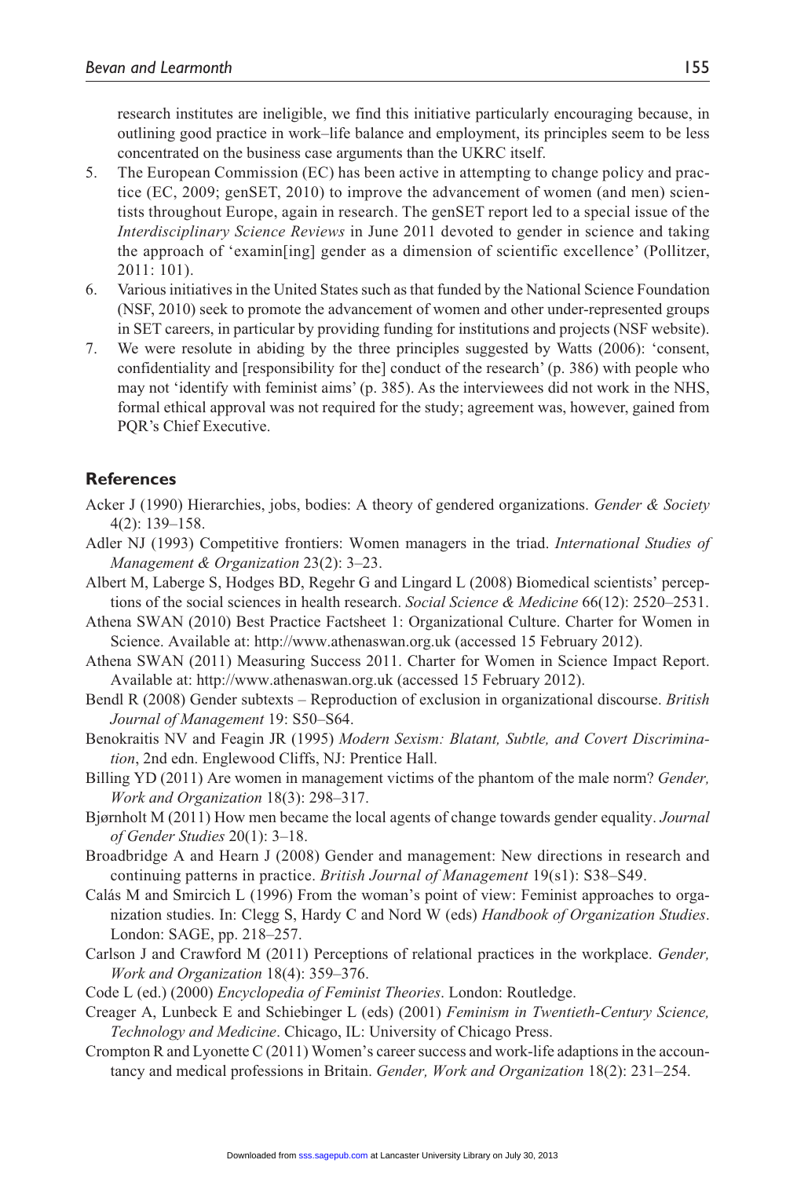research institutes are ineligible, we find this initiative particularly encouraging because, in outlining good practice in work–life balance and employment, its principles seem to be less concentrated on the business case arguments than the UKRC itself.

5. The European Commission (EC) has been active in attempting to change policy and practice (EC, 2009; genSET, 2010) to improve the advancement of women (and men) scientists throughout Europe, again in research. The genSET report led to a special issue of the *Interdisciplinary Science Reviews* in June 2011 devoted to gender in science and taking the approach of 'examin[ing] gender as a dimension of scientific excellence' (Pollitzer, 2011: 101).
6. Various initiatives in the United States such as that funded by the National Science Foundation (NSF, 2010) seek to promote the advancement of women and other under-represented groups in SET careers, in particular by providing funding for institutions and projects (NSF website).
7. We were resolute in abiding by the three principles suggested by Watts (2006): 'consent, confidentiality and [responsibility for the] conduct of the research' (p. 386) with people who may not 'identify with feminist aims' (p. 385). As the interviewees did not work in the NHS, formal ethical approval was not required for the study; agreement was, however, gained from PQR's Chief Executive.

## References

Acker J (1990) Hierarchies, jobs, bodies: A theory of gendered organizations. *Gender & Society* 4(2): 139–158.

Adler NJ (1993) Competitive frontiers: Women managers in the triad. *International Studies of Management & Organization* 23(2): 3–23.

Albert M, Laberge S, Hodges BD, Regehr G and Lingard L (2008) Biomedical scientists' perceptions of the social sciences in health research. *Social Science & Medicine* 66(12): 2520–2531.

Athena SWAN (2010) Best Practice Factsheet 1: Organizational Culture. Charter for Women in Science. Available at: http://www.athenaswan.org.uk (accessed 15 February 2012).

Athena SWAN (2011) Measuring Success 2011. Charter for Women in Science Impact Report. Available at: http://www.athenaswan.org.uk (accessed 15 February 2012).

Bendl R (2008) Gender subtexts – Reproduction of exclusion in organizational discourse. *British Journal of Management* 19: S50–S64.

Benokraitis NV and Feagin JR (1995) *Modern Sexism: Blatant, Subtle, and Covert Discrimination*, 2nd edn. Englewood Cliffs, NJ: Prentice Hall.

Billing YD (2011) Are women in management victims of the phantom of the male norm? *Gender, Work and Organization* 18(3): 298–317.

Bjørnholt M (2011) How men became the local agents of change towards gender equality. *Journal of Gender Studies* 20(1): 3–18.

Broadbridge A and Hearn J (2008) Gender and management: New directions in research and continuing patterns in practice. *British Journal of Management* 19(s1): S38–S49.

Calás M and Smircich L (1996) From the woman's point of view: Feminist approaches to organization studies. In: Clegg S, Hardy C and Nord W (eds) *Handbook of Organization Studies*. London: SAGE, pp. 218–257.

Carlson J and Crawford M (2011) Perceptions of relational practices in the workplace. *Gender, Work and Organization* 18(4): 359–376.

Code L (ed.) (2000) *Encyclopedia of Feminist Theories*. London: Routledge.

Creager A, Lunbeck E and Schiebinger L (eds) (2001) *Feminism in Twentieth-Century Science, Technology and Medicine*. Chicago, IL: University of Chicago Press.

Crompton R and Lyonette C (2011) Women's career success and work-life adaptions in the accountancy and medical professions in Britain. *Gender, Work and Organization* 18(2): 231–254.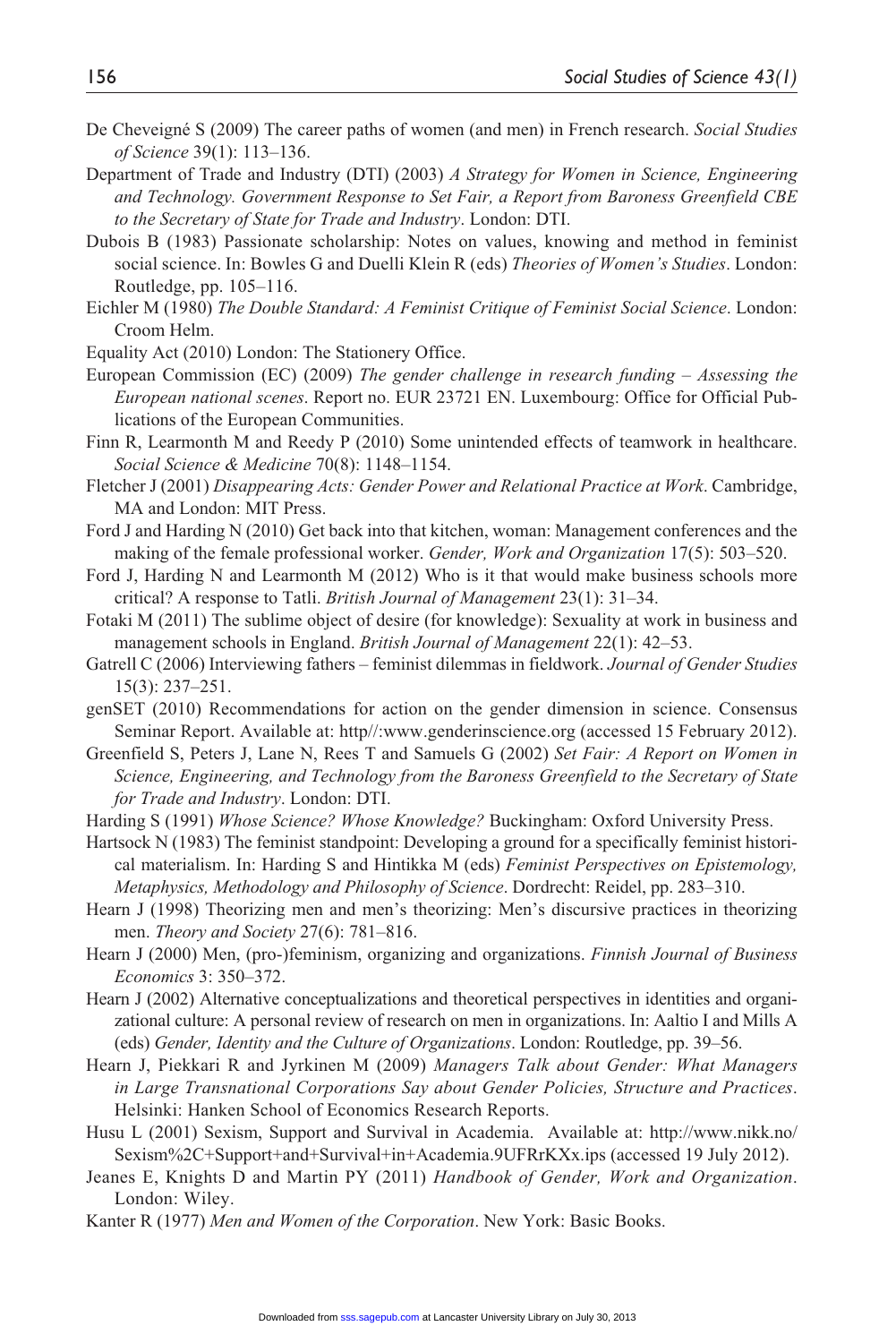De Cheveigné S (2009) The career paths of women (and men) in French research. *Social Studies of Science* 39(1): 113–136.

Department of Trade and Industry (DTI) (2003) *A Strategy for Women in Science, Engineering and Technology. Government Response to Set Fair, a Report from Baroness Greenfield CBE to the Secretary of State for Trade and Industry*. London: DTI.

Dubois B (1983) Passionate scholarship: Notes on values, knowing and method in feminist social science. In: Bowles G and Duelli Klein R (eds) *Theories of Women's Studies*. London: Routledge, pp. 105–116.

Eichler M (1980) *The Double Standard: A Feminist Critique of Feminist Social Science*. London: Croom Helm.

Equality Act (2010) London: The Stationery Office.

European Commission (EC) (2009) *The gender challenge in research funding – Assessing the European national scenes*. Report no. EUR 23721 EN. Luxembourg: Office for Official Publications of the European Communities.

Finn R, Learmonth M and Reedy P (2010) Some unintended effects of teamwork in healthcare. *Social Science & Medicine* 70(8): 1148–1154.

Fletcher J (2001) *Disappearing Acts: Gender Power and Relational Practice at Work*. Cambridge, MA and London: MIT Press.

Ford J and Harding N (2010) Get back into that kitchen, woman: Management conferences and the making of the female professional worker. *Gender, Work and Organization* 17(5): 503–520.

Ford J, Harding N and Learmonth M (2012) Who is it that would make business schools more critical? A response to Tatli. *British Journal of Management* 23(1): 31–34.

Fotaki M (2011) The sublime object of desire (for knowledge): Sexuality at work in business and management schools in England. *British Journal of Management* 22(1): 42–53.

Gatrell C (2006) Interviewing fathers – feminist dilemmas in fieldwork. *Journal of Gender Studies* 15(3): 237–251.

genSET (2010) Recommendations for action on the gender dimension in science. Consensus Seminar Report. Available at: http//:www.genderinscience.org (accessed 15 February 2012).

Greenfield S, Peters J, Lane N, Rees T and Samuels G (2002) *Set Fair: A Report on Women in Science, Engineering, and Technology from the Baroness Greenfield to the Secretary of State for Trade and Industry*. London: DTI.

Harding S (1991) *Whose Science? Whose Knowledge?* Buckingham: Oxford University Press.

Hartsock N (1983) The feminist standpoint: Developing a ground for a specifically feminist historical materialism. In: Harding S and Hintikka M (eds) *Feminist Perspectives on Epistemology, Metaphysics, Methodology and Philosophy of Science*. Dordrecht: Reidel, pp. 283–310.

Hearn J (1998) Theorizing men and men's theorizing: Men's discursive practices in theorizing men. *Theory and Society* 27(6): 781–816.

Hearn J (2000) Men, (pro-)feminism, organizing and organizations. *Finnish Journal of Business Economics* 3: 350–372.

Hearn J (2002) Alternative conceptualizations and theoretical perspectives in identities and organizational culture: A personal review of research on men in organizations. In: Aaltio I and Mills A (eds) *Gender, Identity and the Culture of Organizations*. London: Routledge, pp. 39–56.

Hearn J, Piekkari R and Jyrkinen M (2009) *Managers Talk about Gender: What Managers in Large Transnational Corporations Say about Gender Policies, Structure and Practices*. Helsinki: Hanken School of Economics Research Reports.

Husu L (2001) Sexism, Support and Survival in Academia. Available at: http://www.nikk.no/Sexism%2C+Support+and+Survival+in+Academia.9UFRrKXx.ips (accessed 19 July 2012).

Jeanes E, Knights D and Martin PY (2011) *Handbook of Gender, Work and Organization*. London: Wiley.

Kanter R (1977) *Men and Women of the Corporation*. New York: Basic Books.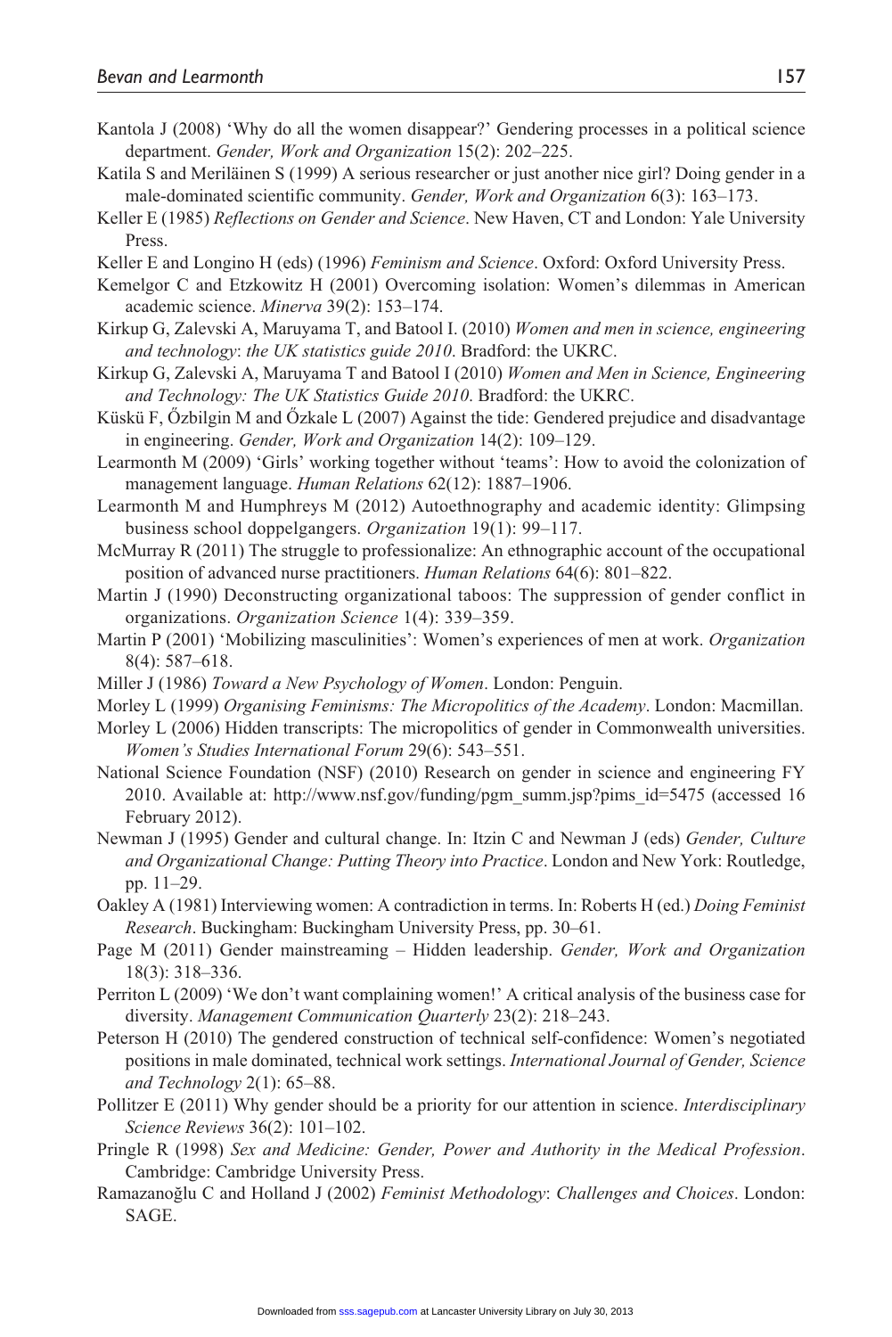Kantola J (2008) 'Why do all the women disappear?' Gendering processes in a political science department. *Gender, Work and Organization* 15(2): 202–225.

Katila S and Meriläinen S (1999) A serious researcher or just another nice girl? Doing gender in a male-dominated scientific community. *Gender, Work and Organization* 6(3): 163–173.

Keller E (1985) *Reflections on Gender and Science*. New Haven, CT and London: Yale University Press.

Keller E and Longino H (eds) (1996) *Feminism and Science*. Oxford: Oxford University Press.

Kemelgor C and Etzkowitz H (2001) Overcoming isolation: Women's dilemmas in American academic science. *Minerva* 39(2): 153–174.

Kirkup G, Zalevski A, Maruyama T, and Batool I. (2010) *Women and men in science, engineering and technology*: *the UK statistics guide 2010*. Bradford: the UKRC.

Kirkup G, Zalevski A, Maruyama T and Batool I (2010) *Women and Men in Science, Engineering and Technology: The UK Statistics Guide 2010*. Bradford: the UKRC.

Küskü F, Őzbilgin M and Őzkale L (2007) Against the tide: Gendered prejudice and disadvantage in engineering. *Gender, Work and Organization* 14(2): 109–129.

Learmonth M (2009) 'Girls' working together without 'teams': How to avoid the colonization of management language. *Human Relations* 62(12): 1887–1906.

Learmonth M and Humphreys M (2012) Autoethnography and academic identity: Glimpsing business school doppelgangers. *Organization* 19(1): 99–117.

McMurray R (2011) The struggle to professionalize: An ethnographic account of the occupational position of advanced nurse practitioners. *Human Relations* 64(6): 801–822.

Martin J (1990) Deconstructing organizational taboos: The suppression of gender conflict in organizations. *Organization Science* 1(4): 339–359.

Martin P (2001) 'Mobilizing masculinities': Women's experiences of men at work. *Organization* 8(4): 587–618.

Miller J (1986) *Toward a New Psychology of Women*. London: Penguin.

Morley L (1999) *Organising Feminisms: The Micropolitics of the Academy*. London: Macmillan.

Morley L (2006) Hidden transcripts: The micropolitics of gender in Commonwealth universities. *Women's Studies International Forum* 29(6): 543–551.

National Science Foundation (NSF) (2010) Research on gender in science and engineering FY 2010. Available at: http://www.nsf.gov/funding/pgm_summ.jsp?pims_id=5475 (accessed 16 February 2012).

Newman J (1995) Gender and cultural change. In: Itzin C and Newman J (eds) *Gender, Culture and Organizational Change: Putting Theory into Practice*. London and New York: Routledge, pp. 11–29.

Oakley A (1981) Interviewing women: A contradiction in terms. In: Roberts H (ed.) *Doing Feminist Research*. Buckingham: Buckingham University Press, pp. 30–61.

Page M (2011) Gender mainstreaming – Hidden leadership. *Gender, Work and Organization* 18(3): 318–336.

Perriton L (2009) 'We don't want complaining women!' A critical analysis of the business case for diversity. *Management Communication Quarterly* 23(2): 218–243.

Peterson H (2010) The gendered construction of technical self-confidence: Women's negotiated positions in male dominated, technical work settings. *International Journal of Gender, Science and Technology* 2(1): 65–88.

Pollitzer E (2011) Why gender should be a priority for our attention in science. *Interdisciplinary Science Reviews* 36(2): 101–102.

Pringle R (1998) *Sex and Medicine: Gender, Power and Authority in the Medical Profession*. Cambridge: Cambridge University Press.

Ramazanoğlu C and Holland J (2002) *Feminist Methodology*: *Challenges and Choices*. London: SAGE.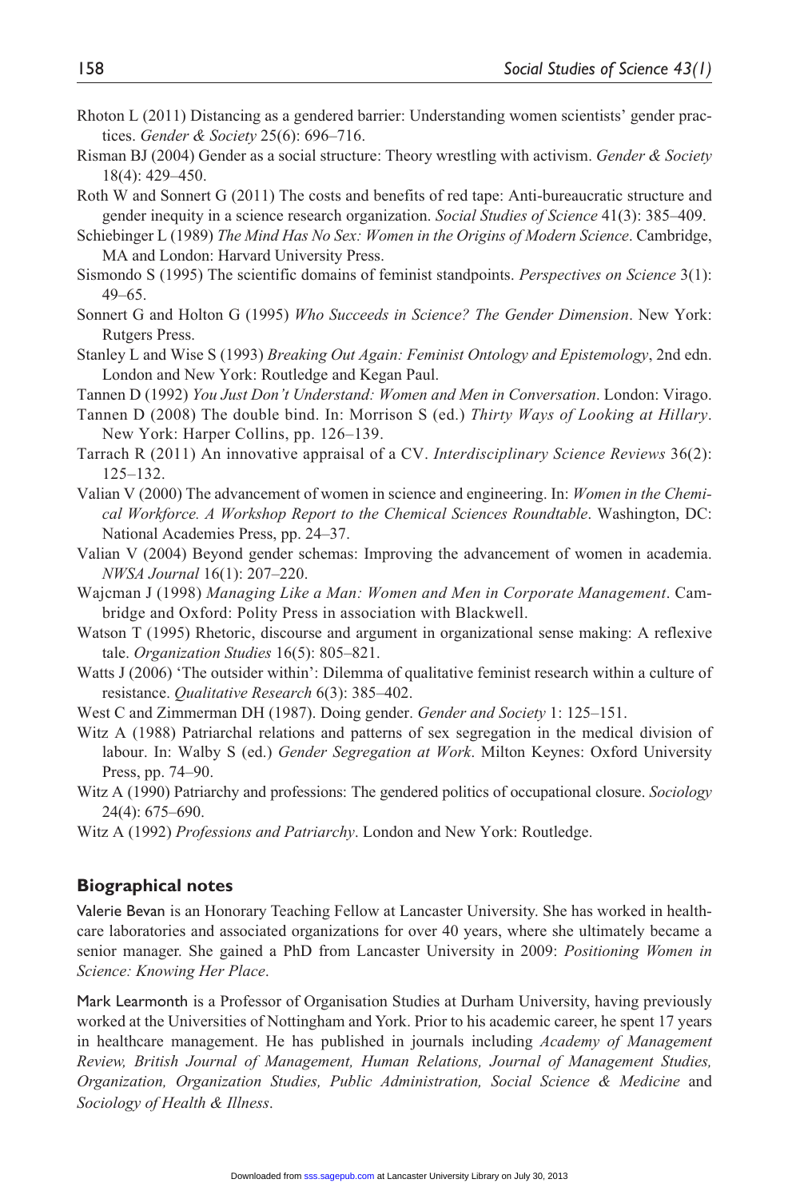Rhoton L (2011) Distancing as a gendered barrier: Understanding women scientists' gender practices. *Gender & Society* 25(6): 696–716.

Risman BJ (2004) Gender as a social structure: Theory wrestling with activism. *Gender & Society* 18(4): 429–450.

Roth W and Sonnert G (2011) The costs and benefits of red tape: Anti-bureaucratic structure and gender inequity in a science research organization. *Social Studies of Science* 41(3): 385–409.

Schiebinger L (1989) *The Mind Has No Sex: Women in the Origins of Modern Science*. Cambridge, MA and London: Harvard University Press.

Sismondo S (1995) The scientific domains of feminist standpoints. *Perspectives on Science* 3(1): 49–65.

Sonnert G and Holton G (1995) *Who Succeeds in Science? The Gender Dimension*. New York: Rutgers Press.

Stanley L and Wise S (1993) *Breaking Out Again: Feminist Ontology and Epistemology*, 2nd edn. London and New York: Routledge and Kegan Paul.

Tannen D (1992) *You Just Don't Understand: Women and Men in Conversation*. London: Virago.

Tannen D (2008) The double bind. In: Morrison S (ed.) *Thirty Ways of Looking at Hillary*. New York: Harper Collins, pp. 126–139.

Tarrach R (2011) An innovative appraisal of a CV. *Interdisciplinary Science Reviews* 36(2): 125–132.

Valian V (2000) The advancement of women in science and engineering. In: *Women in the Chemical Workforce. A Workshop Report to the Chemical Sciences Roundtable*. Washington, DC: National Academies Press, pp. 24–37.

Valian V (2004) Beyond gender schemas: Improving the advancement of women in academia. *NWSA Journal* 16(1): 207–220.

Wajcman J (1998) *Managing Like a Man: Women and Men in Corporate Management*. Cambridge and Oxford: Polity Press in association with Blackwell.

Watson T (1995) Rhetoric, discourse and argument in organizational sense making: A reflexive tale. *Organization Studies* 16(5): 805–821.

Watts J (2006) 'The outsider within': Dilemma of qualitative feminist research within a culture of resistance. *Qualitative Research* 6(3): 385–402.

West C and Zimmerman DH (1987). Doing gender. *Gender and Society* 1: 125–151.

Witz A (1988) Patriarchal relations and patterns of sex segregation in the medical division of labour. In: Walby S (ed.) *Gender Segregation at Work*. Milton Keynes: Oxford University Press, pp. 74–90.

Witz A (1990) Patriarchy and professions: The gendered politics of occupational closure. *Sociology* 24(4): 675–690.

Witz A (1992) *Professions and Patriarchy*. London and New York: Routledge.

## Biographical notes

Valerie Bevan is an Honorary Teaching Fellow at Lancaster University. She has worked in healthcare laboratories and associated organizations for over 40 years, where she ultimately became a senior manager. She gained a PhD from Lancaster University in 2009: *Positioning Women in Science: Knowing Her Place*.

Mark Learmonth is a Professor of Organisation Studies at Durham University, having previously worked at the Universities of Nottingham and York. Prior to his academic career, he spent 17 years in healthcare management. He has published in journals including *Academy of Management Review, British Journal of Management, Human Relations, Journal of Management Studies, Organization, Organization Studies, Public Administration, Social Science & Medicine* and *Sociology of Health & Illness*.